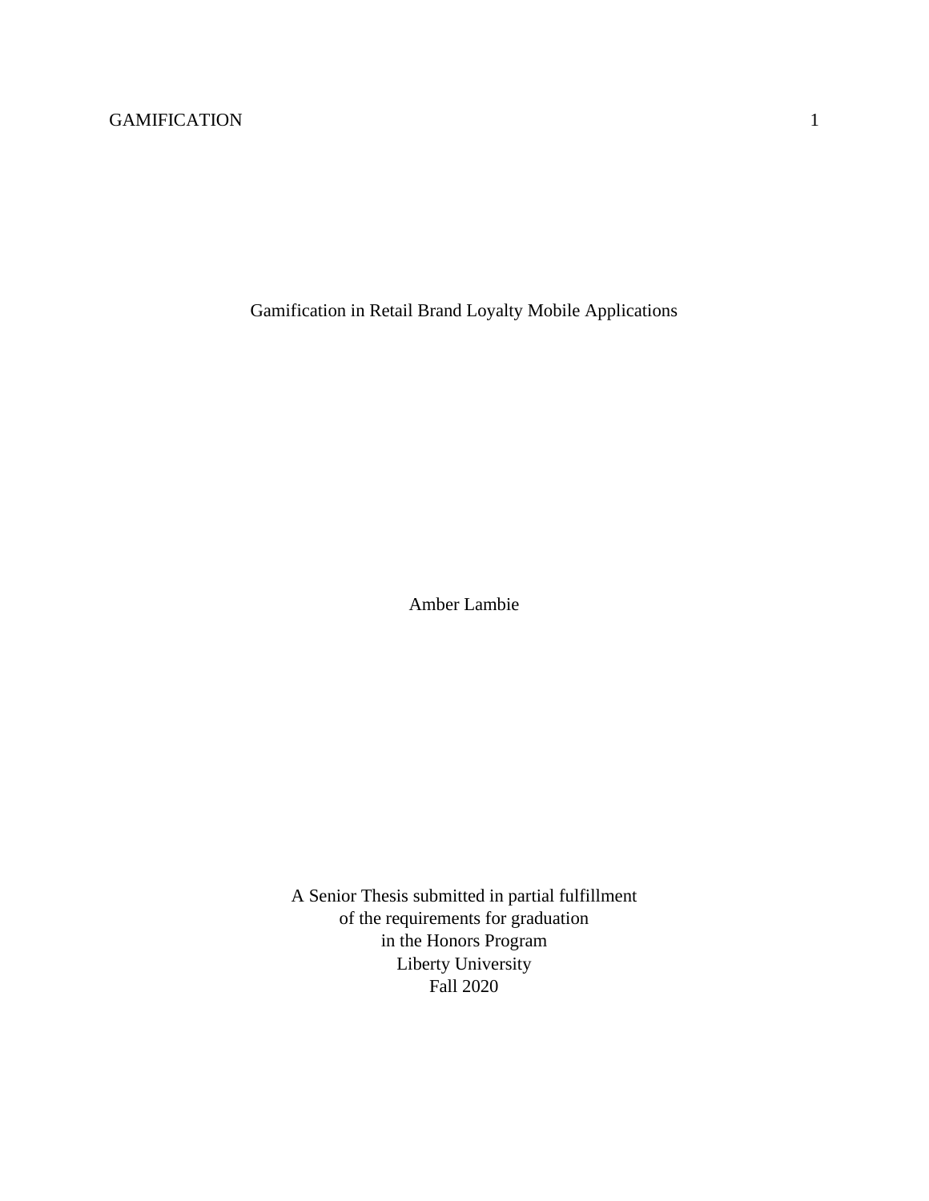# Gamification in Retail Brand Loyalty Mobile Applications

Amber Lambie

A Senior Thesis submitted in partial fulfillment
of the requirements for graduation
in the Honors Program
Liberty University
Fall 2020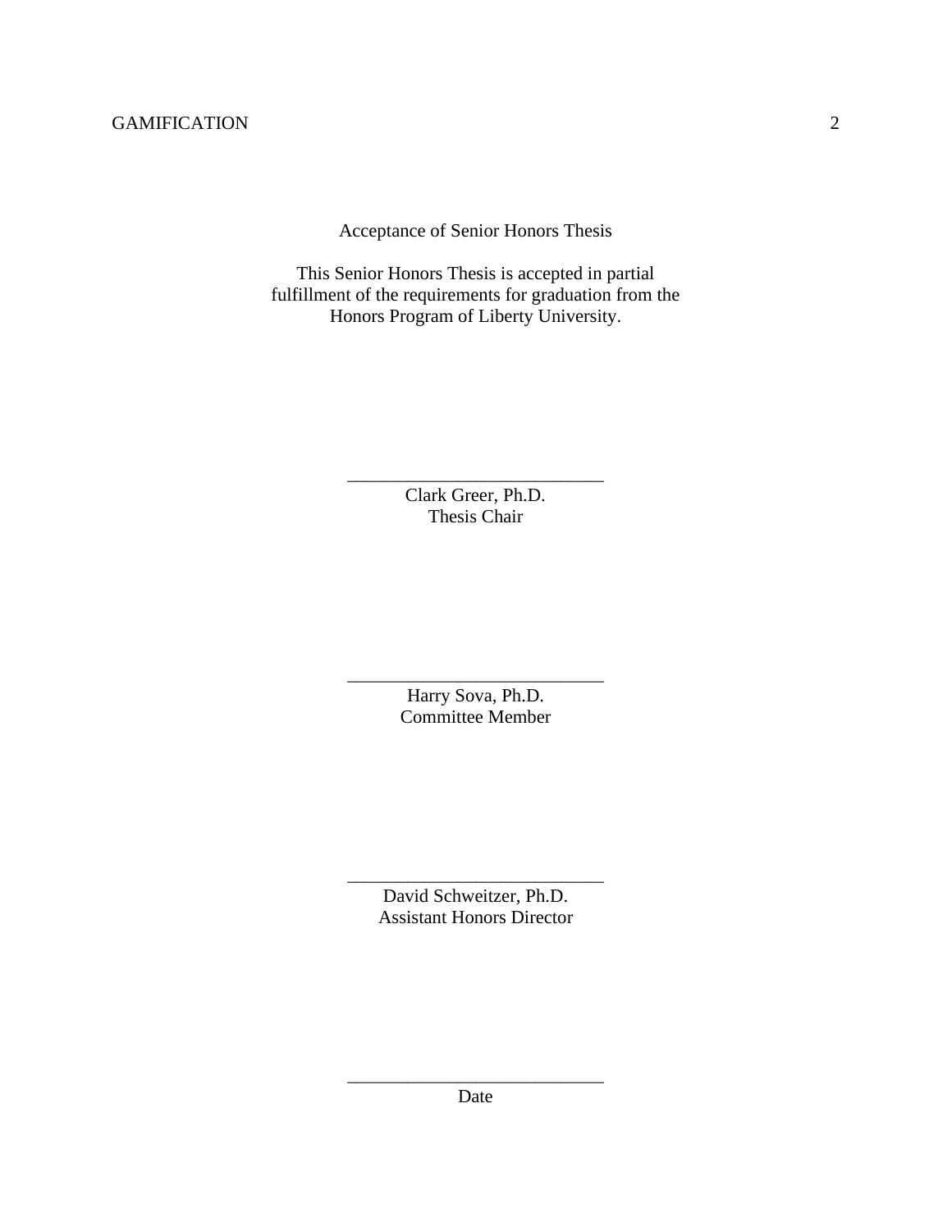Acceptance of Senior Honors Thesis

This Senior Honors Thesis is accepted in partial fulfillment of the requirements for graduation from the Honors Program of Liberty University.

______________________________
Clark Greer, Ph.D.
Thesis Chair

______________________________
Harry Sova, Ph.D.
Committee Member

______________________________
David Schweitzer, Ph.D.
Assistant Honors Director

______________________________
Date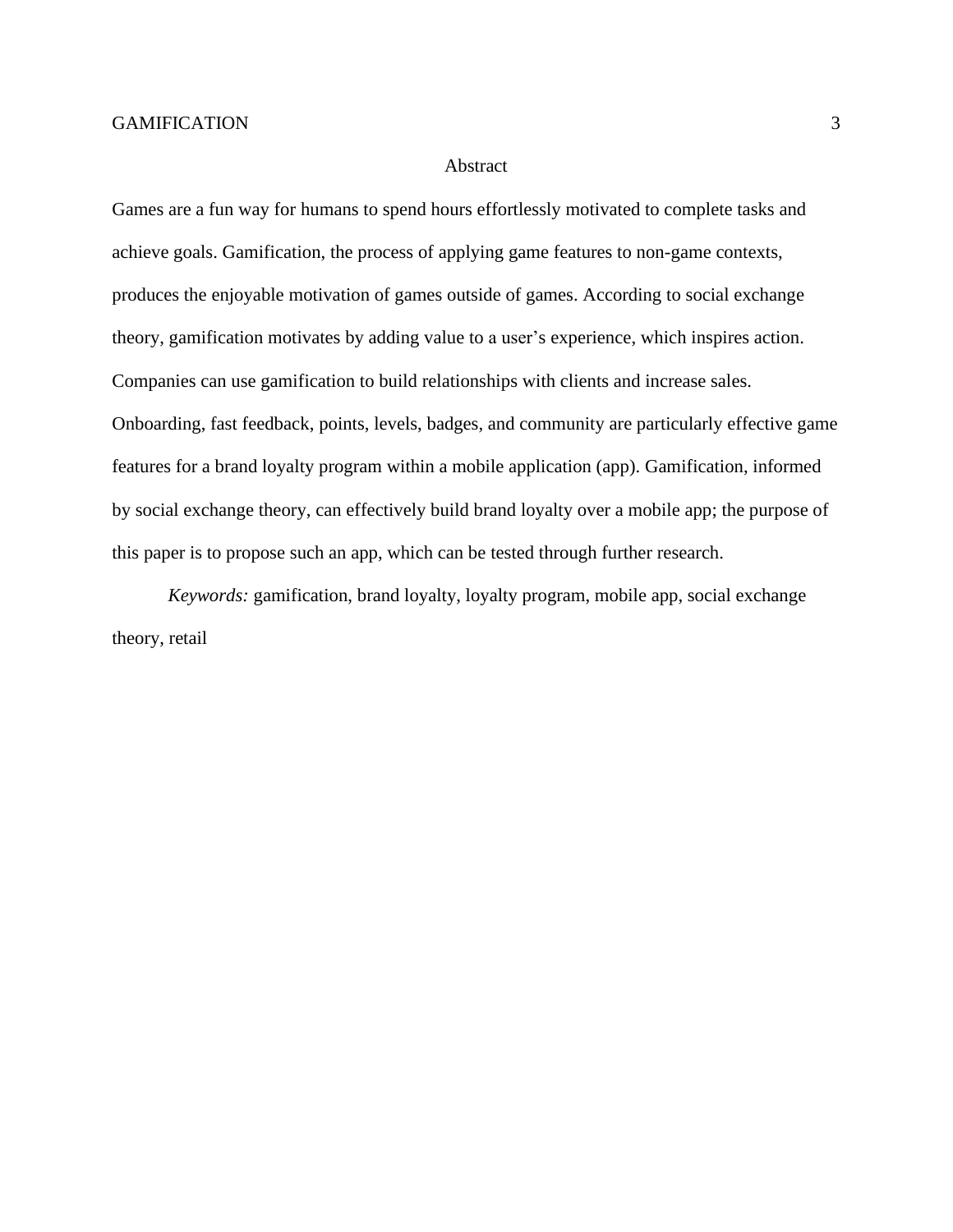# Abstract

Games are a fun way for humans to spend hours effortlessly motivated to complete tasks and achieve goals. Gamification, the process of applying game features to non-game contexts, produces the enjoyable motivation of games outside of games. According to social exchange theory, gamification motivates by adding value to a user's experience, which inspires action. Companies can use gamification to build relationships with clients and increase sales. Onboarding, fast feedback, points, levels, badges, and community are particularly effective game features for a brand loyalty program within a mobile application (app). Gamification, informed by social exchange theory, can effectively build brand loyalty over a mobile app; the purpose of this paper is to propose such an app, which can be tested through further research.

*Keywords:* gamification, brand loyalty, loyalty program, mobile app, social exchange theory, retail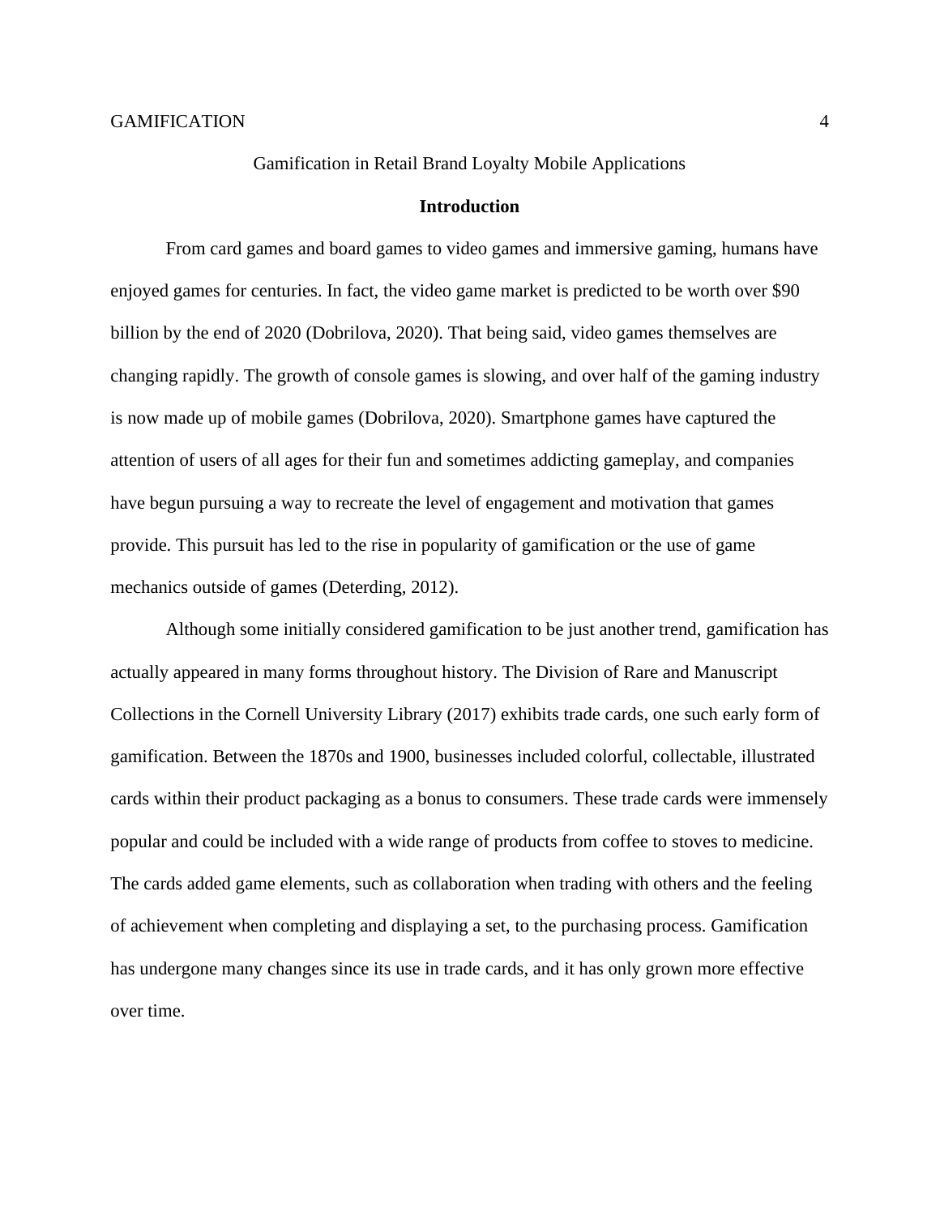Gamification in Retail Brand Loyalty Mobile Applications

## Introduction

From card games and board games to video games and immersive gaming, humans have enjoyed games for centuries. In fact, the video game market is predicted to be worth over $90 billion by the end of 2020 (Dobrilova, 2020). That being said, video games themselves are changing rapidly. The growth of console games is slowing, and over half of the gaming industry is now made up of mobile games (Dobrilova, 2020). Smartphone games have captured the attention of users of all ages for their fun and sometimes addicting gameplay, and companies have begun pursuing a way to recreate the level of engagement and motivation that games provide. This pursuit has led to the rise in popularity of gamification or the use of game mechanics outside of games (Deterding, 2012).

Although some initially considered gamification to be just another trend, gamification has actually appeared in many forms throughout history. The Division of Rare and Manuscript Collections in the Cornell University Library (2017) exhibits trade cards, one such early form of gamification. Between the 1870s and 1900, businesses included colorful, collectable, illustrated cards within their product packaging as a bonus to consumers. These trade cards were immensely popular and could be included with a wide range of products from coffee to stoves to medicine. The cards added game elements, such as collaboration when trading with others and the feeling of achievement when completing and displaying a set, to the purchasing process. Gamification has undergone many changes since its use in trade cards, and it has only grown more effective over time.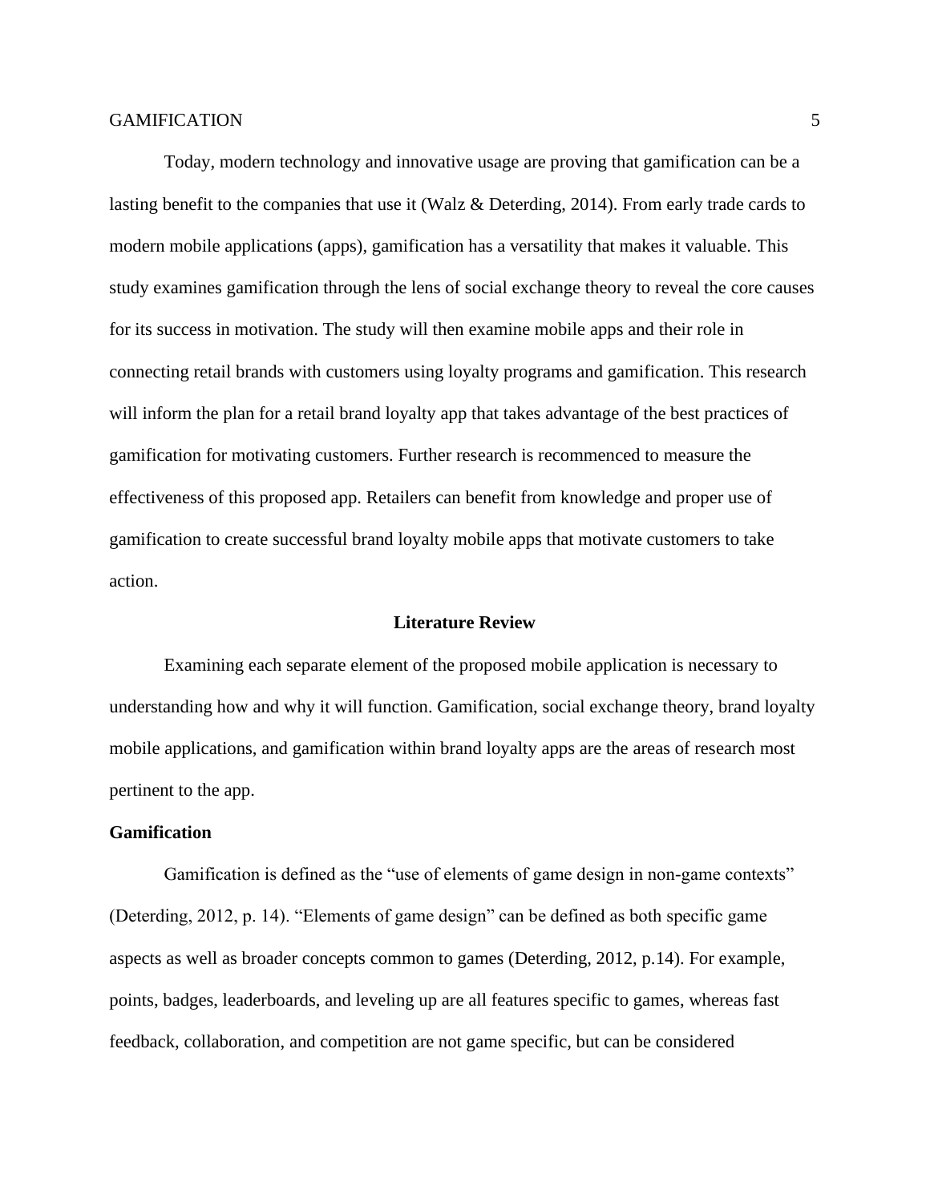Today, modern technology and innovative usage are proving that gamification can be a lasting benefit to the companies that use it (Walz & Deterding, 2014). From early trade cards to modern mobile applications (apps), gamification has a versatility that makes it valuable. This study examines gamification through the lens of social exchange theory to reveal the core causes for its success in motivation. The study will then examine mobile apps and their role in connecting retail brands with customers using loyalty programs and gamification. This research will inform the plan for a retail brand loyalty app that takes advantage of the best practices of gamification for motivating customers. Further research is recommenced to measure the effectiveness of this proposed app. Retailers can benefit from knowledge and proper use of gamification to create successful brand loyalty mobile apps that motivate customers to take action.

## Literature Review

Examining each separate element of the proposed mobile application is necessary to understanding how and why it will function. Gamification, social exchange theory, brand loyalty mobile applications, and gamification within brand loyalty apps are the areas of research most pertinent to the app.

### Gamification

Gamification is defined as the "use of elements of game design in non-game contexts" (Deterding, 2012, p. 14). "Elements of game design" can be defined as both specific game aspects as well as broader concepts common to games (Deterding, 2012, p.14). For example, points, badges, leaderboards, and leveling up are all features specific to games, whereas fast feedback, collaboration, and competition are not game specific, but can be considered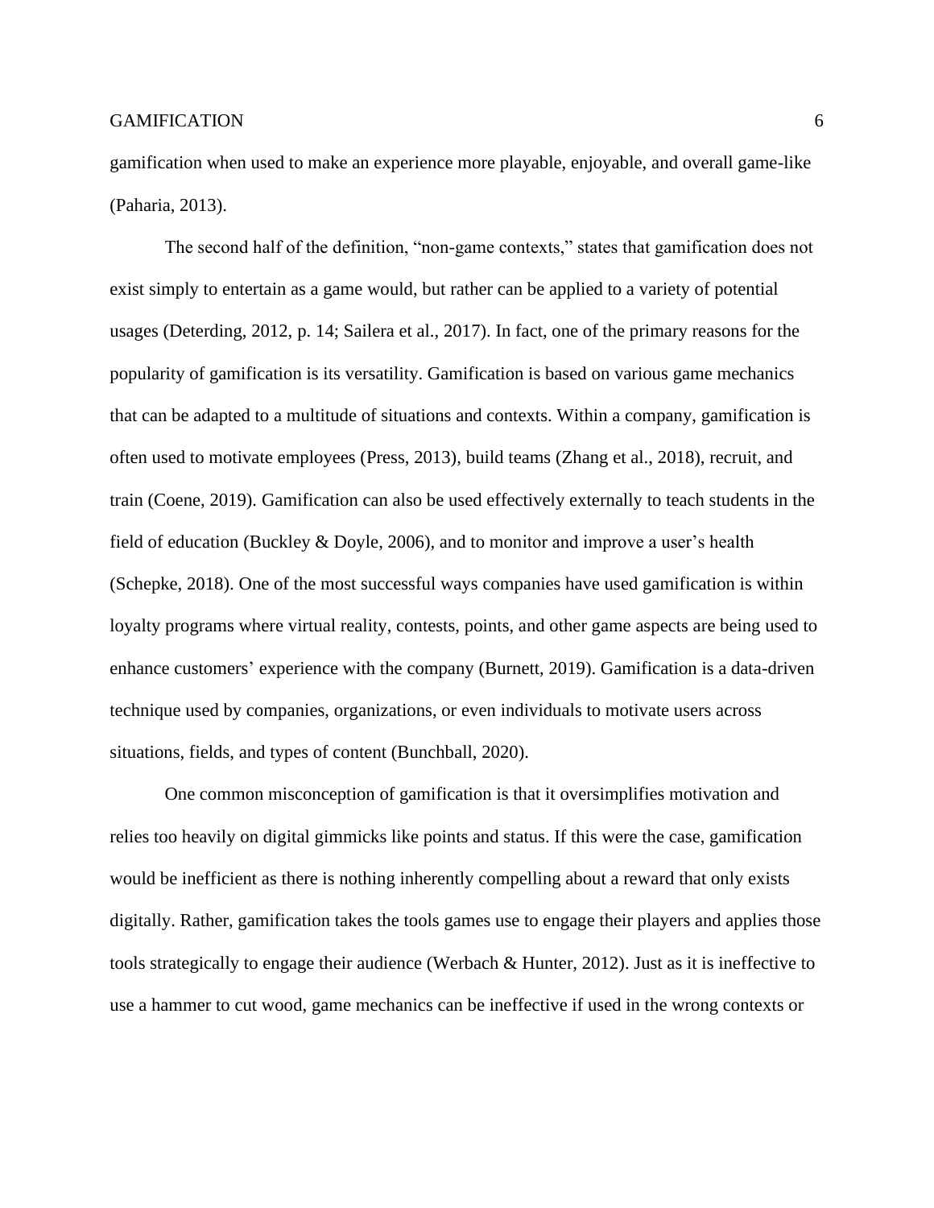gamification when used to make an experience more playable, enjoyable, and overall game-like (Paharia, 2013).

The second half of the definition, "non-game contexts," states that gamification does not exist simply to entertain as a game would, but rather can be applied to a variety of potential usages (Deterding, 2012, p. 14; Sailera et al., 2017). In fact, one of the primary reasons for the popularity of gamification is its versatility. Gamification is based on various game mechanics that can be adapted to a multitude of situations and contexts. Within a company, gamification is often used to motivate employees (Press, 2013), build teams (Zhang et al., 2018), recruit, and train (Coene, 2019). Gamification can also be used effectively externally to teach students in the field of education (Buckley & Doyle, 2006), and to monitor and improve a user's health (Schepke, 2018). One of the most successful ways companies have used gamification is within loyalty programs where virtual reality, contests, points, and other game aspects are being used to enhance customers' experience with the company (Burnett, 2019). Gamification is a data-driven technique used by companies, organizations, or even individuals to motivate users across situations, fields, and types of content (Bunchball, 2020).

One common misconception of gamification is that it oversimplifies motivation and relies too heavily on digital gimmicks like points and status. If this were the case, gamification would be inefficient as there is nothing inherently compelling about a reward that only exists digitally. Rather, gamification takes the tools games use to engage their players and applies those tools strategically to engage their audience (Werbach & Hunter, 2012). Just as it is ineffective to use a hammer to cut wood, game mechanics can be ineffective if used in the wrong contexts or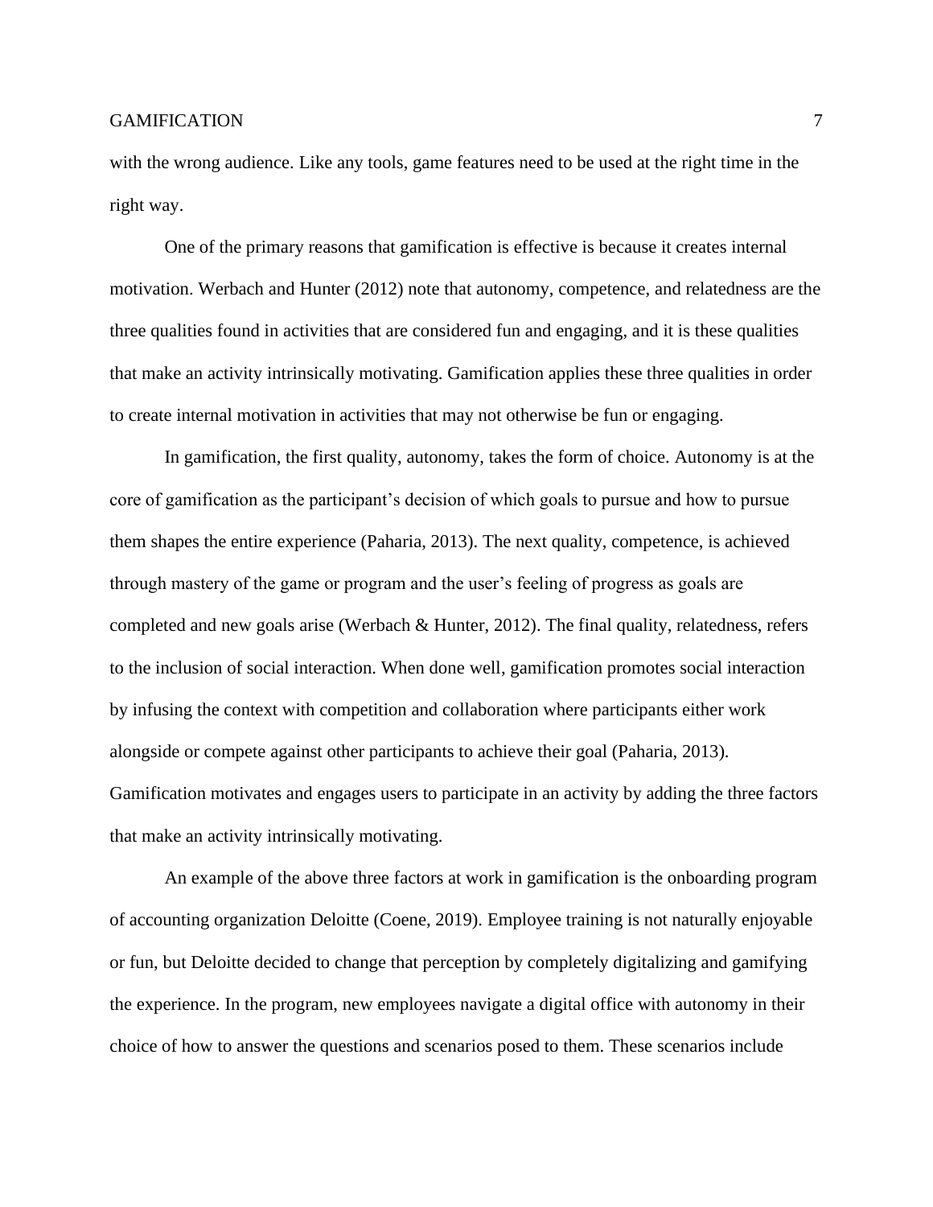with the wrong audience. Like any tools, game features need to be used at the right time in the right way.

One of the primary reasons that gamification is effective is because it creates internal motivation. Werbach and Hunter (2012) note that autonomy, competence, and relatedness are the three qualities found in activities that are considered fun and engaging, and it is these qualities that make an activity intrinsically motivating. Gamification applies these three qualities in order to create internal motivation in activities that may not otherwise be fun or engaging.

In gamification, the first quality, autonomy, takes the form of choice. Autonomy is at the core of gamification as the participant's decision of which goals to pursue and how to pursue them shapes the entire experience (Paharia, 2013). The next quality, competence, is achieved through mastery of the game or program and the user's feeling of progress as goals are completed and new goals arise (Werbach & Hunter, 2012). The final quality, relatedness, refers to the inclusion of social interaction. When done well, gamification promotes social interaction by infusing the context with competition and collaboration where participants either work alongside or compete against other participants to achieve their goal (Paharia, 2013). Gamification motivates and engages users to participate in an activity by adding the three factors that make an activity intrinsically motivating.

An example of the above three factors at work in gamification is the onboarding program of accounting organization Deloitte (Coene, 2019). Employee training is not naturally enjoyable or fun, but Deloitte decided to change that perception by completely digitalizing and gamifying the experience. In the program, new employees navigate a digital office with autonomy in their choice of how to answer the questions and scenarios posed to them. These scenarios include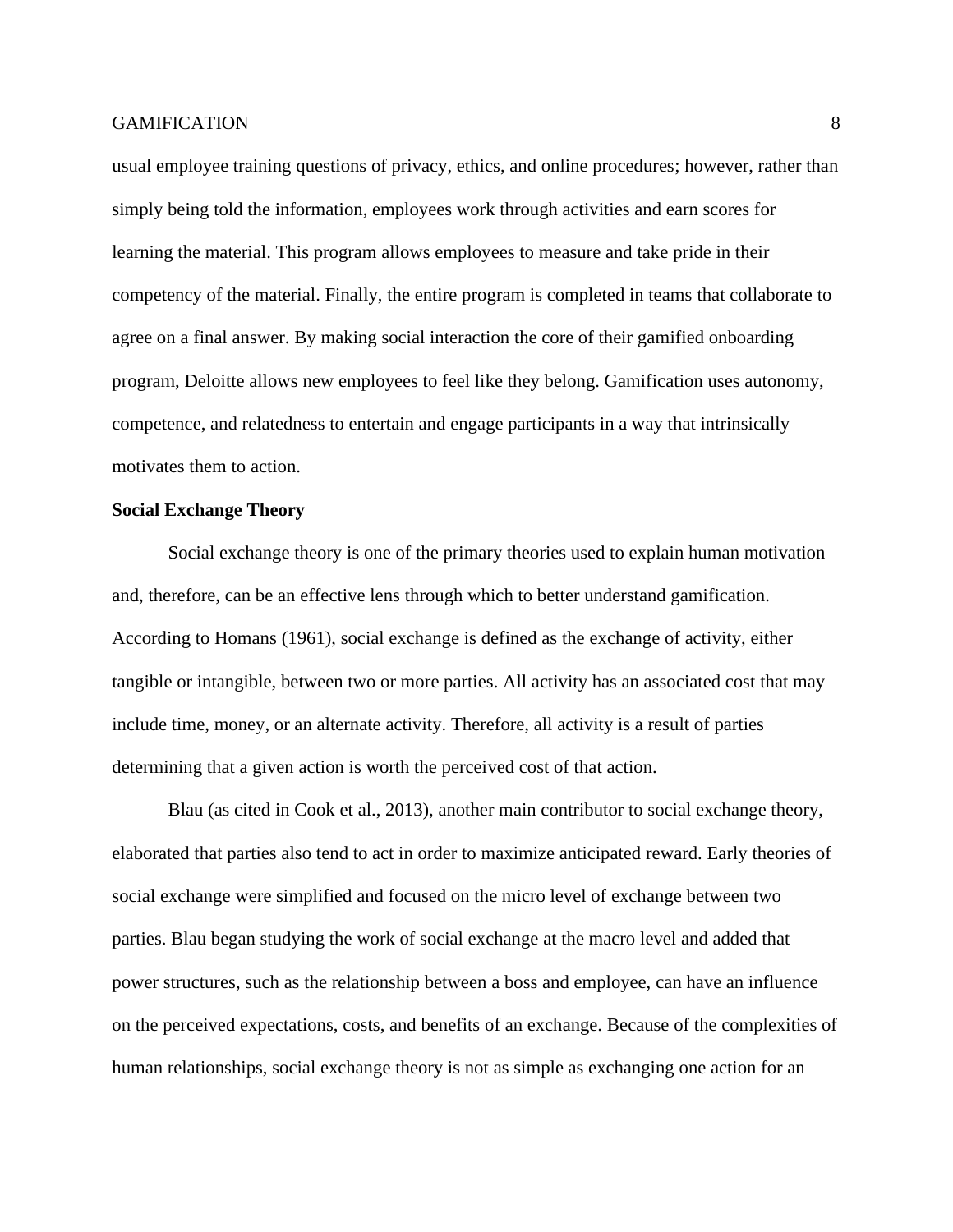usual employee training questions of privacy, ethics, and online procedures; however, rather than simply being told the information, employees work through activities and earn scores for learning the material. This program allows employees to measure and take pride in their competency of the material. Finally, the entire program is completed in teams that collaborate to agree on a final answer. By making social interaction the core of their gamified onboarding program, Deloitte allows new employees to feel like they belong. Gamification uses autonomy, competence, and relatedness to entertain and engage participants in a way that intrinsically motivates them to action.

**Social Exchange Theory**

Social exchange theory is one of the primary theories used to explain human motivation and, therefore, can be an effective lens through which to better understand gamification. According to Homans (1961), social exchange is defined as the exchange of activity, either tangible or intangible, between two or more parties. All activity has an associated cost that may include time, money, or an alternate activity. Therefore, all activity is a result of parties determining that a given action is worth the perceived cost of that action.

Blau (as cited in Cook et al., 2013), another main contributor to social exchange theory, elaborated that parties also tend to act in order to maximize anticipated reward. Early theories of social exchange were simplified and focused on the micro level of exchange between two parties. Blau began studying the work of social exchange at the macro level and added that power structures, such as the relationship between a boss and employee, can have an influence on the perceived expectations, costs, and benefits of an exchange. Because of the complexities of human relationships, social exchange theory is not as simple as exchanging one action for an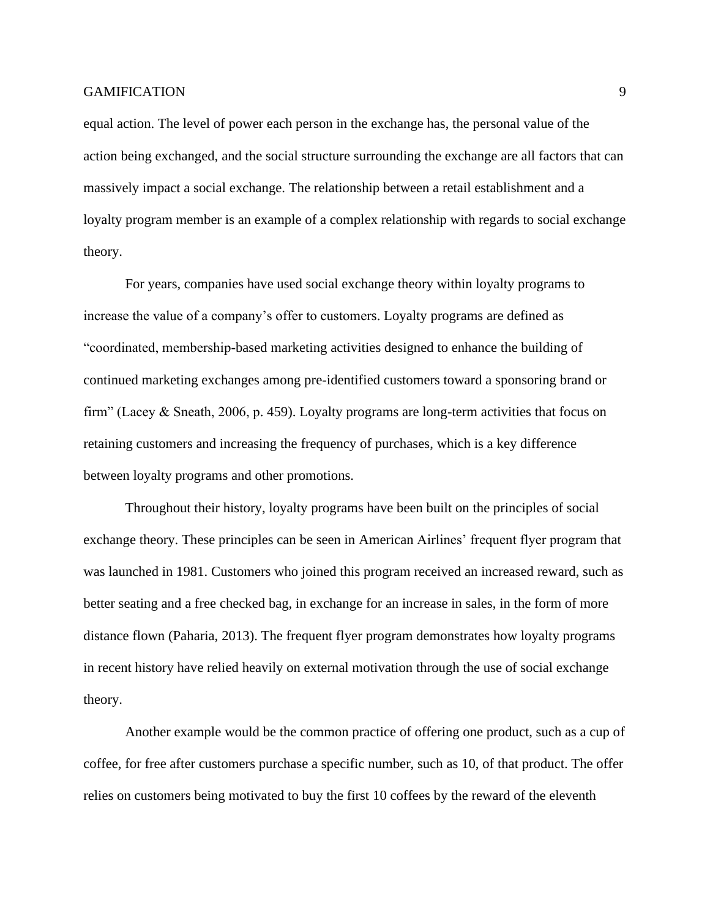equal action. The level of power each person in the exchange has, the personal value of the action being exchanged, and the social structure surrounding the exchange are all factors that can massively impact a social exchange. The relationship between a retail establishment and a loyalty program member is an example of a complex relationship with regards to social exchange theory.

For years, companies have used social exchange theory within loyalty programs to increase the value of a company's offer to customers. Loyalty programs are defined as "coordinated, membership-based marketing activities designed to enhance the building of continued marketing exchanges among pre-identified customers toward a sponsoring brand or firm" (Lacey & Sneath, 2006, p. 459). Loyalty programs are long-term activities that focus on retaining customers and increasing the frequency of purchases, which is a key difference between loyalty programs and other promotions.

Throughout their history, loyalty programs have been built on the principles of social exchange theory. These principles can be seen in American Airlines' frequent flyer program that was launched in 1981. Customers who joined this program received an increased reward, such as better seating and a free checked bag, in exchange for an increase in sales, in the form of more distance flown (Paharia, 2013). The frequent flyer program demonstrates how loyalty programs in recent history have relied heavily on external motivation through the use of social exchange theory.

Another example would be the common practice of offering one product, such as a cup of coffee, for free after customers purchase a specific number, such as 10, of that product. The offer relies on customers being motivated to buy the first 10 coffees by the reward of the eleventh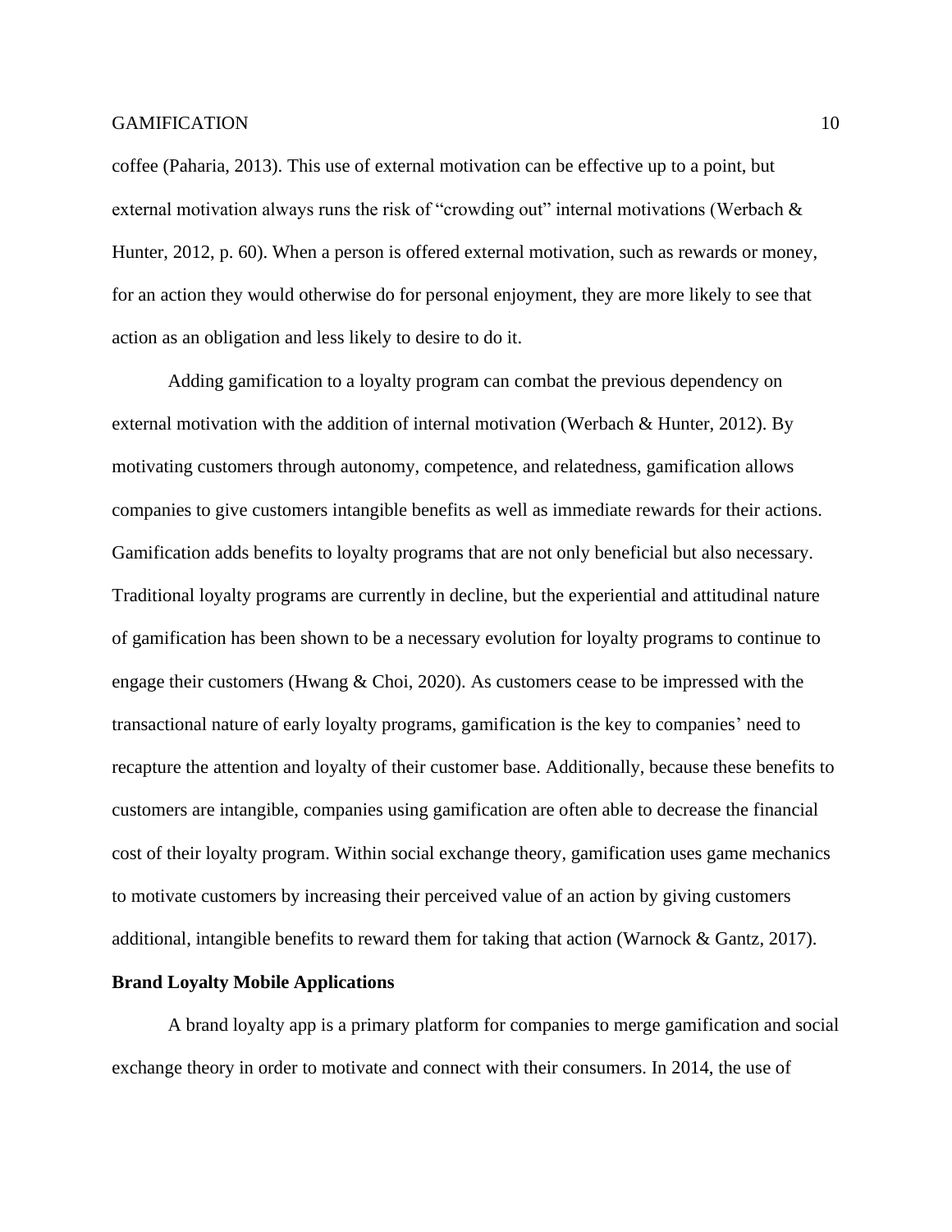coffee (Paharia, 2013). This use of external motivation can be effective up to a point, but external motivation always runs the risk of "crowding out" internal motivations (Werbach & Hunter, 2012, p. 60). When a person is offered external motivation, such as rewards or money, for an action they would otherwise do for personal enjoyment, they are more likely to see that action as an obligation and less likely to desire to do it.

Adding gamification to a loyalty program can combat the previous dependency on external motivation with the addition of internal motivation (Werbach & Hunter, 2012). By motivating customers through autonomy, competence, and relatedness, gamification allows companies to give customers intangible benefits as well as immediate rewards for their actions. Gamification adds benefits to loyalty programs that are not only beneficial but also necessary. Traditional loyalty programs are currently in decline, but the experiential and attitudinal nature of gamification has been shown to be a necessary evolution for loyalty programs to continue to engage their customers (Hwang & Choi, 2020). As customers cease to be impressed with the transactional nature of early loyalty programs, gamification is the key to companies' need to recapture the attention and loyalty of their customer base. Additionally, because these benefits to customers are intangible, companies using gamification are often able to decrease the financial cost of their loyalty program. Within social exchange theory, gamification uses game mechanics to motivate customers by increasing their perceived value of an action by giving customers additional, intangible benefits to reward them for taking that action (Warnock & Gantz, 2017).

**Brand Loyalty Mobile Applications**

A brand loyalty app is a primary platform for companies to merge gamification and social exchange theory in order to motivate and connect with their consumers. In 2014, the use of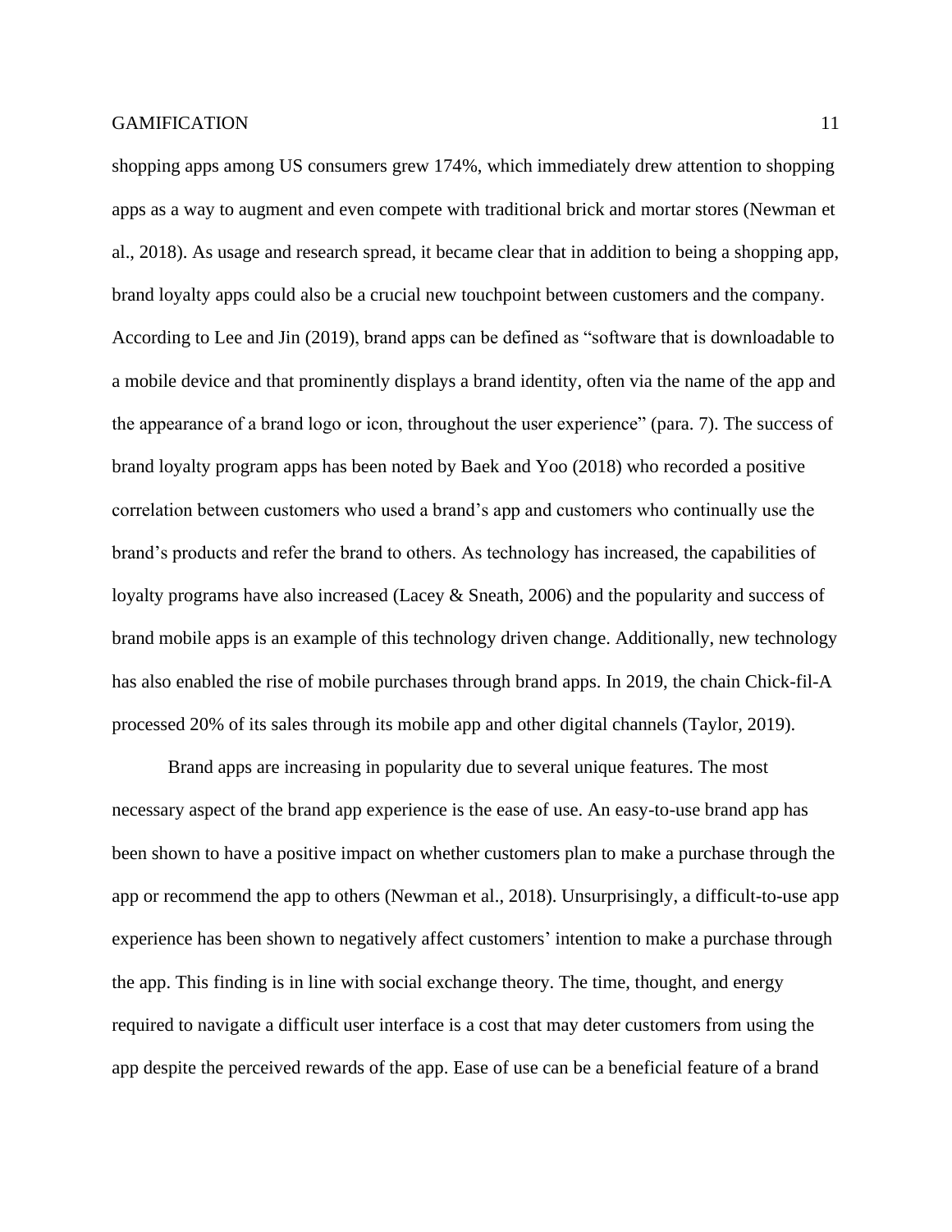shopping apps among US consumers grew 174%, which immediately drew attention to shopping apps as a way to augment and even compete with traditional brick and mortar stores (Newman et al., 2018). As usage and research spread, it became clear that in addition to being a shopping app, brand loyalty apps could also be a crucial new touchpoint between customers and the company. According to Lee and Jin (2019), brand apps can be defined as "software that is downloadable to a mobile device and that prominently displays a brand identity, often via the name of the app and the appearance of a brand logo or icon, throughout the user experience" (para. 7). The success of brand loyalty program apps has been noted by Baek and Yoo (2018) who recorded a positive correlation between customers who used a brand's app and customers who continually use the brand's products and refer the brand to others. As technology has increased, the capabilities of loyalty programs have also increased (Lacey & Sneath, 2006) and the popularity and success of brand mobile apps is an example of this technology driven change. Additionally, new technology has also enabled the rise of mobile purchases through brand apps. In 2019, the chain Chick-fil-A processed 20% of its sales through its mobile app and other digital channels (Taylor, 2019).

Brand apps are increasing in popularity due to several unique features. The most necessary aspect of the brand app experience is the ease of use. An easy-to-use brand app has been shown to have a positive impact on whether customers plan to make a purchase through the app or recommend the app to others (Newman et al., 2018). Unsurprisingly, a difficult-to-use app experience has been shown to negatively affect customers' intention to make a purchase through the app. This finding is in line with social exchange theory. The time, thought, and energy required to navigate a difficult user interface is a cost that may deter customers from using the app despite the perceived rewards of the app. Ease of use can be a beneficial feature of a brand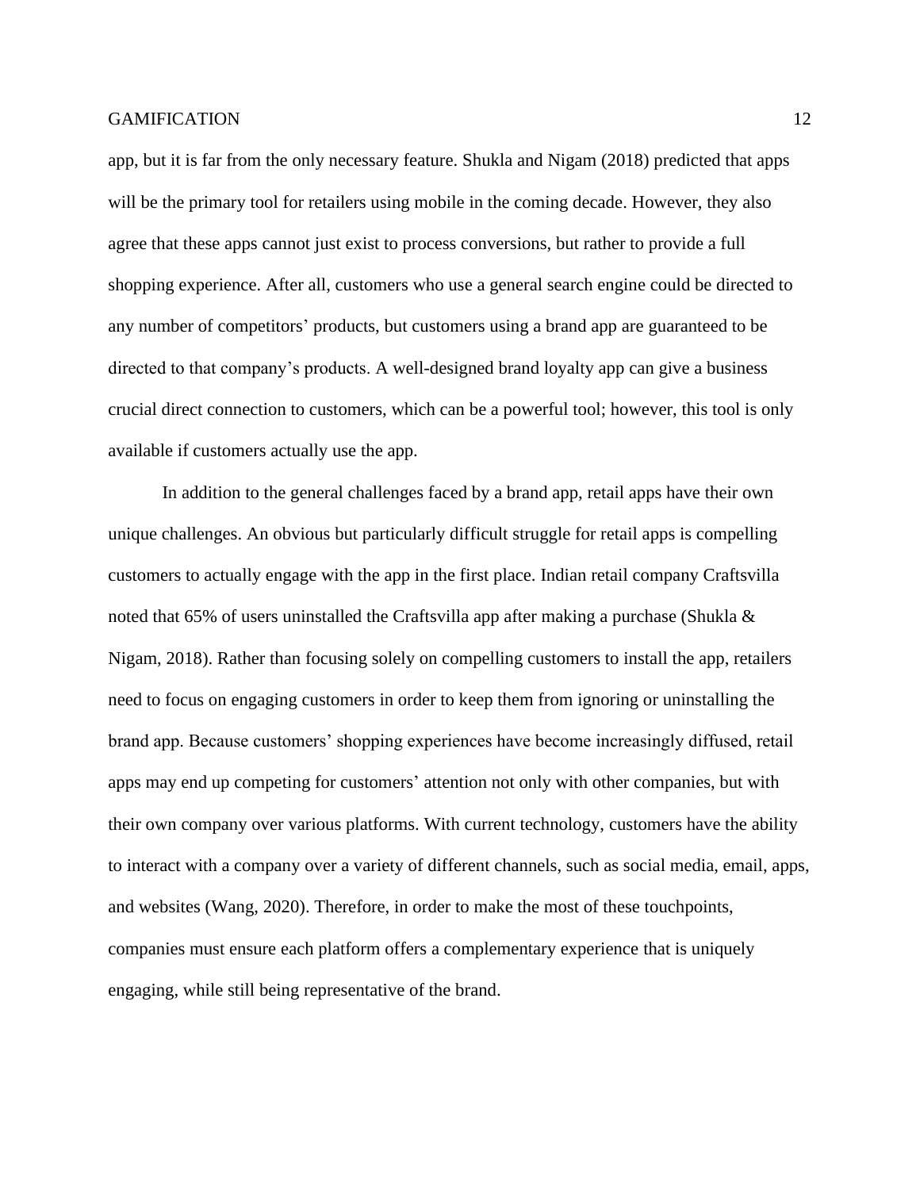app, but it is far from the only necessary feature. Shukla and Nigam (2018) predicted that apps will be the primary tool for retailers using mobile in the coming decade. However, they also agree that these apps cannot just exist to process conversions, but rather to provide a full shopping experience. After all, customers who use a general search engine could be directed to any number of competitors' products, but customers using a brand app are guaranteed to be directed to that company's products. A well-designed brand loyalty app can give a business crucial direct connection to customers, which can be a powerful tool; however, this tool is only available if customers actually use the app.

In addition to the general challenges faced by a brand app, retail apps have their own unique challenges. An obvious but particularly difficult struggle for retail apps is compelling customers to actually engage with the app in the first place. Indian retail company Craftsvilla noted that 65% of users uninstalled the Craftsvilla app after making a purchase (Shukla & Nigam, 2018). Rather than focusing solely on compelling customers to install the app, retailers need to focus on engaging customers in order to keep them from ignoring or uninstalling the brand app. Because customers' shopping experiences have become increasingly diffused, retail apps may end up competing for customers' attention not only with other companies, but with their own company over various platforms. With current technology, customers have the ability to interact with a company over a variety of different channels, such as social media, email, apps, and websites (Wang, 2020). Therefore, in order to make the most of these touchpoints, companies must ensure each platform offers a complementary experience that is uniquely engaging, while still being representative of the brand.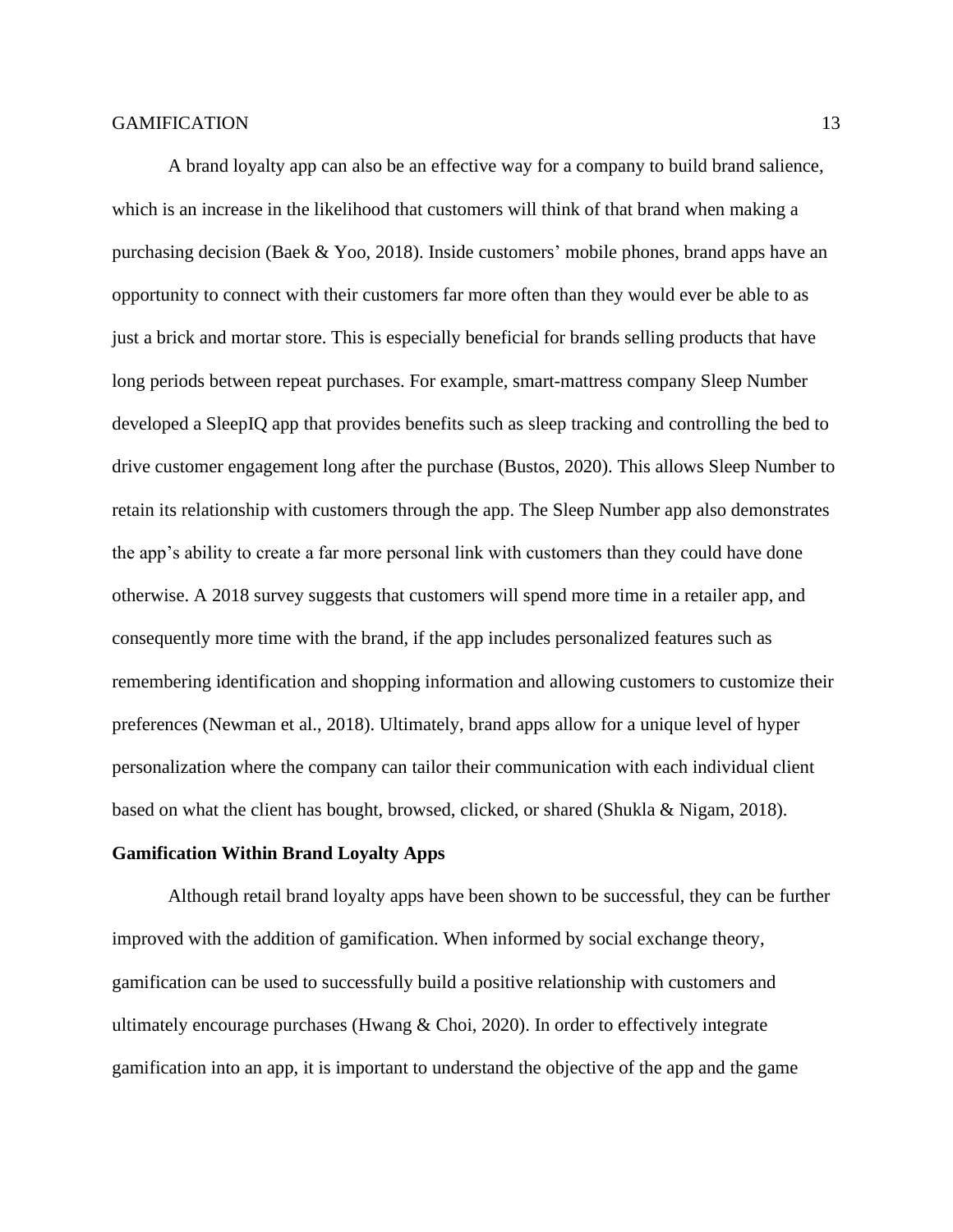A brand loyalty app can also be an effective way for a company to build brand salience, which is an increase in the likelihood that customers will think of that brand when making a purchasing decision (Baek & Yoo, 2018). Inside customers' mobile phones, brand apps have an opportunity to connect with their customers far more often than they would ever be able to as just a brick and mortar store. This is especially beneficial for brands selling products that have long periods between repeat purchases. For example, smart-mattress company Sleep Number developed a SleepIQ app that provides benefits such as sleep tracking and controlling the bed to drive customer engagement long after the purchase (Bustos, 2020). This allows Sleep Number to retain its relationship with customers through the app. The Sleep Number app also demonstrates the app's ability to create a far more personal link with customers than they could have done otherwise. A 2018 survey suggests that customers will spend more time in a retailer app, and consequently more time with the brand, if the app includes personalized features such as remembering identification and shopping information and allowing customers to customize their preferences (Newman et al., 2018). Ultimately, brand apps allow for a unique level of hyper personalization where the company can tailor their communication with each individual client based on what the client has bought, browsed, clicked, or shared (Shukla & Nigam, 2018).

## Gamification Within Brand Loyalty Apps

Although retail brand loyalty apps have been shown to be successful, they can be further improved with the addition of gamification. When informed by social exchange theory, gamification can be used to successfully build a positive relationship with customers and ultimately encourage purchases (Hwang & Choi, 2020). In order to effectively integrate gamification into an app, it is important to understand the objective of the app and the game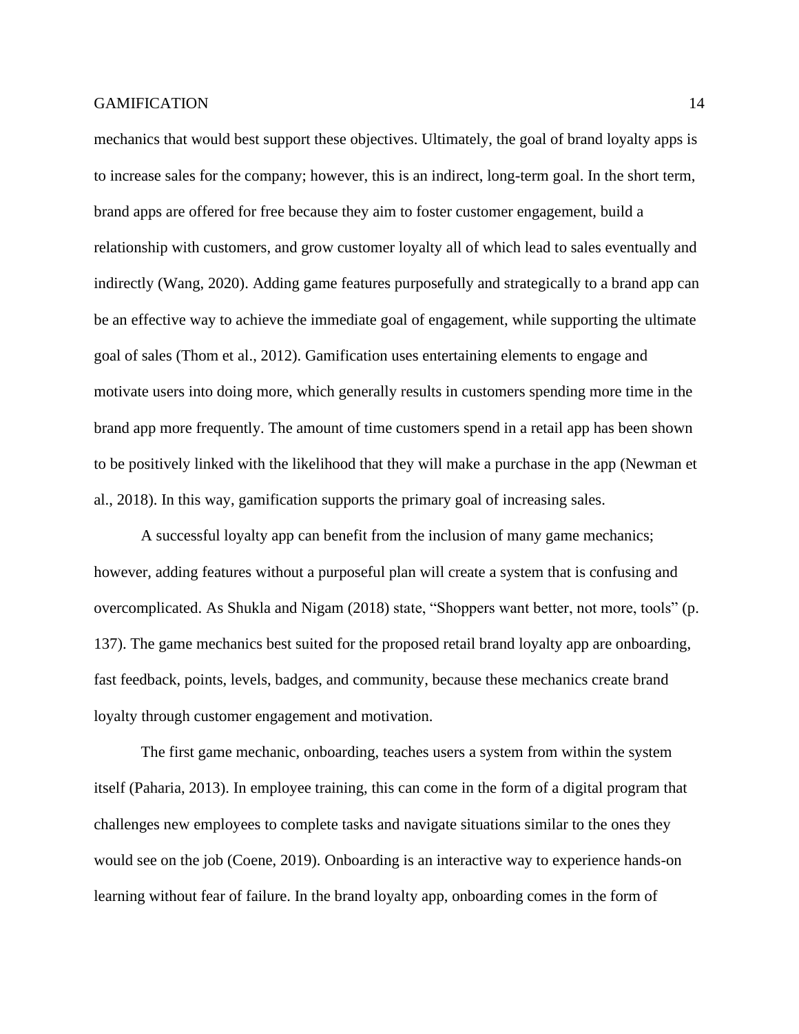mechanics that would best support these objectives. Ultimately, the goal of brand loyalty apps is to increase sales for the company; however, this is an indirect, long-term goal. In the short term, brand apps are offered for free because they aim to foster customer engagement, build a relationship with customers, and grow customer loyalty all of which lead to sales eventually and indirectly (Wang, 2020). Adding game features purposefully and strategically to a brand app can be an effective way to achieve the immediate goal of engagement, while supporting the ultimate goal of sales (Thom et al., 2012). Gamification uses entertaining elements to engage and motivate users into doing more, which generally results in customers spending more time in the brand app more frequently. The amount of time customers spend in a retail app has been shown to be positively linked with the likelihood that they will make a purchase in the app (Newman et al., 2018). In this way, gamification supports the primary goal of increasing sales.

A successful loyalty app can benefit from the inclusion of many game mechanics; however, adding features without a purposeful plan will create a system that is confusing and overcomplicated. As Shukla and Nigam (2018) state, “Shoppers want better, not more, tools” (p. 137). The game mechanics best suited for the proposed retail brand loyalty app are onboarding, fast feedback, points, levels, badges, and community, because these mechanics create brand loyalty through customer engagement and motivation.

The first game mechanic, onboarding, teaches users a system from within the system itself (Paharia, 2013). In employee training, this can come in the form of a digital program that challenges new employees to complete tasks and navigate situations similar to the ones they would see on the job (Coene, 2019). Onboarding is an interactive way to experience hands-on learning without fear of failure. In the brand loyalty app, onboarding comes in the form of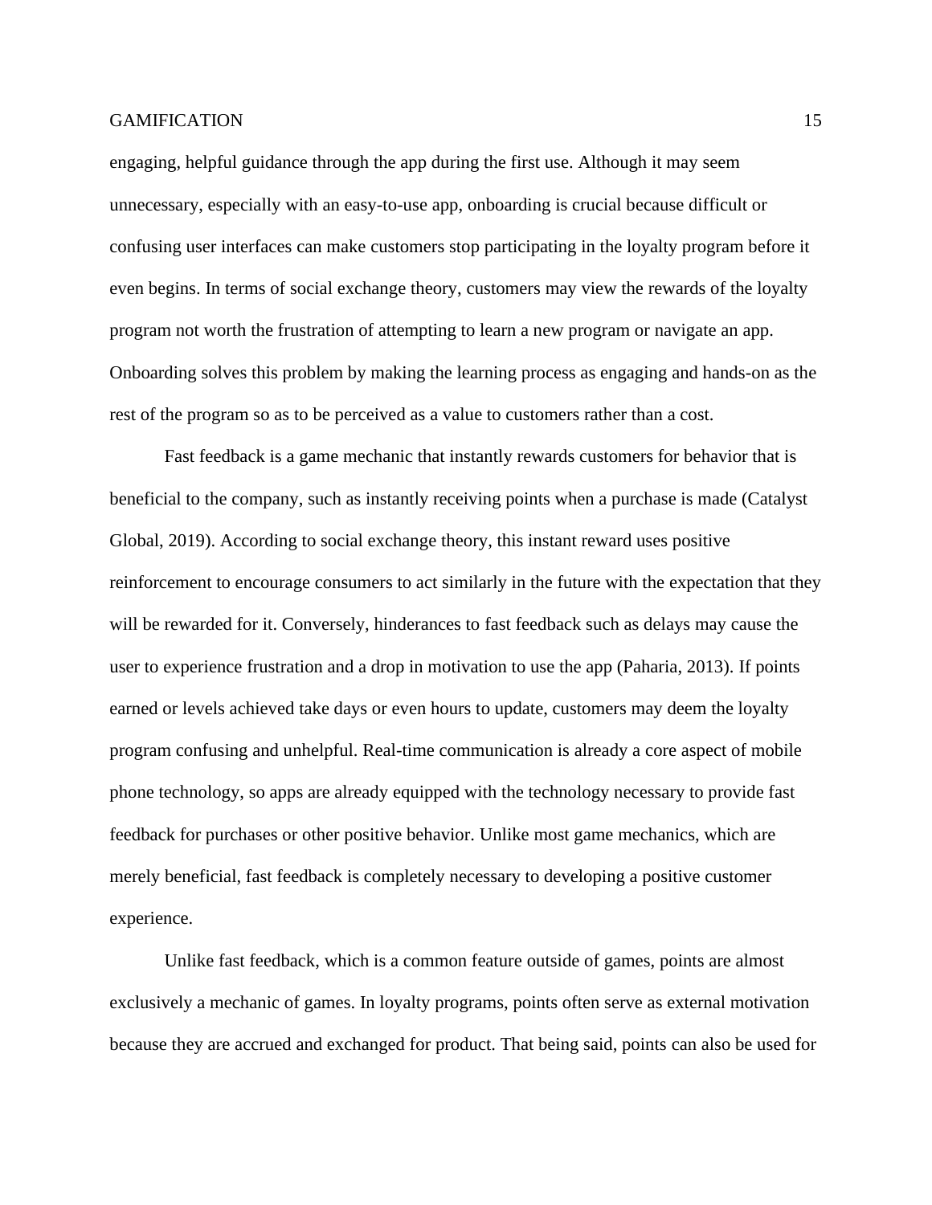engaging, helpful guidance through the app during the first use. Although it may seem unnecessary, especially with an easy-to-use app, onboarding is crucial because difficult or confusing user interfaces can make customers stop participating in the loyalty program before it even begins. In terms of social exchange theory, customers may view the rewards of the loyalty program not worth the frustration of attempting to learn a new program or navigate an app. Onboarding solves this problem by making the learning process as engaging and hands-on as the rest of the program so as to be perceived as a value to customers rather than a cost.

Fast feedback is a game mechanic that instantly rewards customers for behavior that is beneficial to the company, such as instantly receiving points when a purchase is made (Catalyst Global, 2019). According to social exchange theory, this instant reward uses positive reinforcement to encourage consumers to act similarly in the future with the expectation that they will be rewarded for it. Conversely, hinderances to fast feedback such as delays may cause the user to experience frustration and a drop in motivation to use the app (Paharia, 2013). If points earned or levels achieved take days or even hours to update, customers may deem the loyalty program confusing and unhelpful. Real-time communication is already a core aspect of mobile phone technology, so apps are already equipped with the technology necessary to provide fast feedback for purchases or other positive behavior. Unlike most game mechanics, which are merely beneficial, fast feedback is completely necessary to developing a positive customer experience.

Unlike fast feedback, which is a common feature outside of games, points are almost exclusively a mechanic of games. In loyalty programs, points often serve as external motivation because they are accrued and exchanged for product. That being said, points can also be used for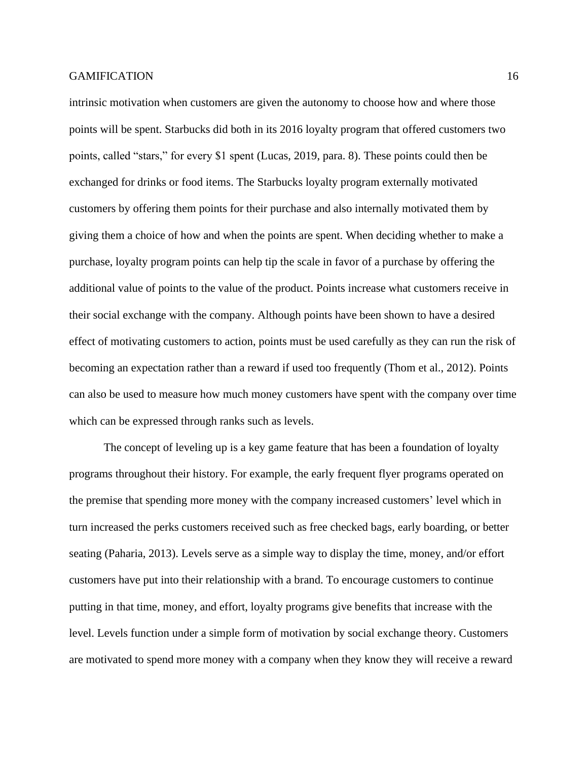intrinsic motivation when customers are given the autonomy to choose how and where those points will be spent. Starbucks did both in its 2016 loyalty program that offered customers two points, called “stars,” for every $1 spent (Lucas, 2019, para. 8). These points could then be exchanged for drinks or food items. The Starbucks loyalty program externally motivated customers by offering them points for their purchase and also internally motivated them by giving them a choice of how and when the points are spent. When deciding whether to make a purchase, loyalty program points can help tip the scale in favor of a purchase by offering the additional value of points to the value of the product. Points increase what customers receive in their social exchange with the company. Although points have been shown to have a desired effect of motivating customers to action, points must be used carefully as they can run the risk of becoming an expectation rather than a reward if used too frequently (Thom et al., 2012). Points can also be used to measure how much money customers have spent with the company over time which can be expressed through ranks such as levels.

The concept of leveling up is a key game feature that has been a foundation of loyalty programs throughout their history. For example, the early frequent flyer programs operated on the premise that spending more money with the company increased customers’ level which in turn increased the perks customers received such as free checked bags, early boarding, or better seating (Paharia, 2013). Levels serve as a simple way to display the time, money, and/or effort customers have put into their relationship with a brand. To encourage customers to continue putting in that time, money, and effort, loyalty programs give benefits that increase with the level. Levels function under a simple form of motivation by social exchange theory. Customers are motivated to spend more money with a company when they know they will receive a reward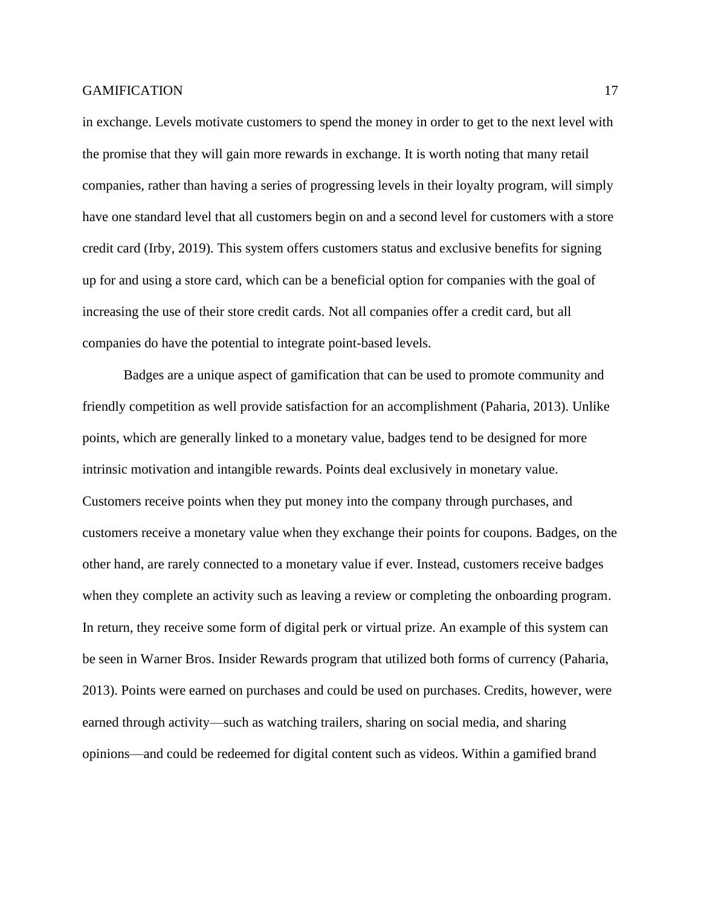in exchange. Levels motivate customers to spend the money in order to get to the next level with the promise that they will gain more rewards in exchange. It is worth noting that many retail companies, rather than having a series of progressing levels in their loyalty program, will simply have one standard level that all customers begin on and a second level for customers with a store credit card (Irby, 2019). This system offers customers status and exclusive benefits for signing up for and using a store card, which can be a beneficial option for companies with the goal of increasing the use of their store credit cards. Not all companies offer a credit card, but all companies do have the potential to integrate point-based levels.

Badges are a unique aspect of gamification that can be used to promote community and friendly competition as well provide satisfaction for an accomplishment (Paharia, 2013). Unlike points, which are generally linked to a monetary value, badges tend to be designed for more intrinsic motivation and intangible rewards. Points deal exclusively in monetary value. Customers receive points when they put money into the company through purchases, and customers receive a monetary value when they exchange their points for coupons. Badges, on the other hand, are rarely connected to a monetary value if ever. Instead, customers receive badges when they complete an activity such as leaving a review or completing the onboarding program. In return, they receive some form of digital perk or virtual prize. An example of this system can be seen in Warner Bros. Insider Rewards program that utilized both forms of currency (Paharia, 2013). Points were earned on purchases and could be used on purchases. Credits, however, were earned through activity—such as watching trailers, sharing on social media, and sharing opinions—and could be redeemed for digital content such as videos. Within a gamified brand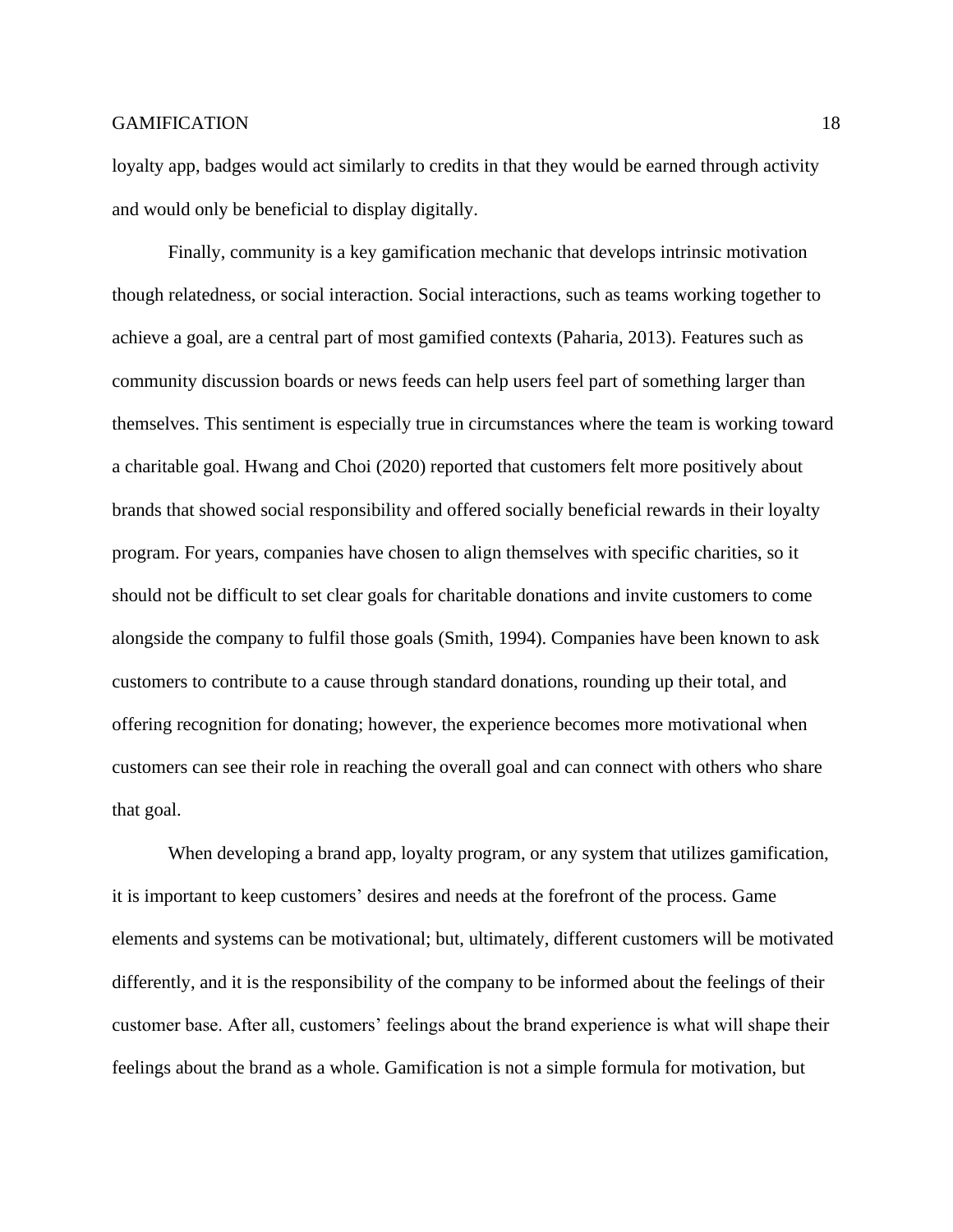loyalty app, badges would act similarly to credits in that they would be earned through activity and would only be beneficial to display digitally.

Finally, community is a key gamification mechanic that develops intrinsic motivation though relatedness, or social interaction. Social interactions, such as teams working together to achieve a goal, are a central part of most gamified contexts (Paharia, 2013). Features such as community discussion boards or news feeds can help users feel part of something larger than themselves. This sentiment is especially true in circumstances where the team is working toward a charitable goal. Hwang and Choi (2020) reported that customers felt more positively about brands that showed social responsibility and offered socially beneficial rewards in their loyalty program. For years, companies have chosen to align themselves with specific charities, so it should not be difficult to set clear goals for charitable donations and invite customers to come alongside the company to fulfil those goals (Smith, 1994). Companies have been known to ask customers to contribute to a cause through standard donations, rounding up their total, and offering recognition for donating; however, the experience becomes more motivational when customers can see their role in reaching the overall goal and can connect with others who share that goal.

When developing a brand app, loyalty program, or any system that utilizes gamification, it is important to keep customers' desires and needs at the forefront of the process. Game elements and systems can be motivational; but, ultimately, different customers will be motivated differently, and it is the responsibility of the company to be informed about the feelings of their customer base. After all, customers' feelings about the brand experience is what will shape their feelings about the brand as a whole. Gamification is not a simple formula for motivation, but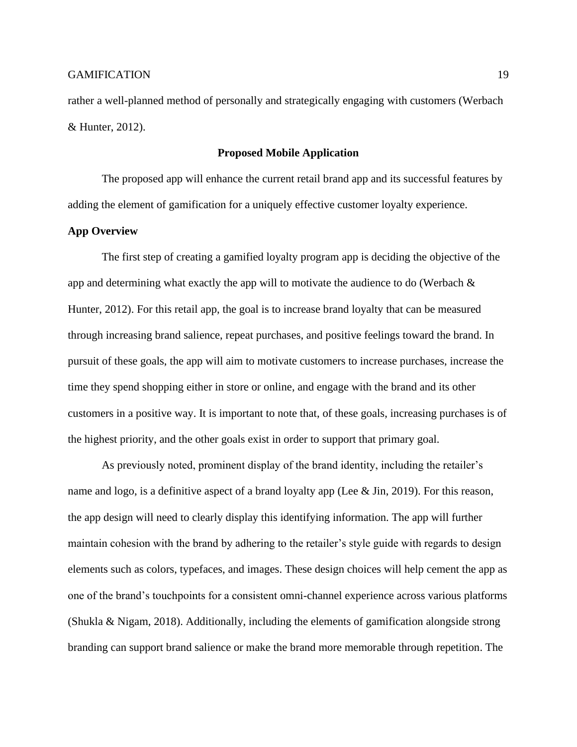rather a well-planned method of personally and strategically engaging with customers (Werbach & Hunter, 2012).

## Proposed Mobile Application

The proposed app will enhance the current retail brand app and its successful features by adding the element of gamification for a uniquely effective customer loyalty experience.

### App Overview

The first step of creating a gamified loyalty program app is deciding the objective of the app and determining what exactly the app will to motivate the audience to do (Werbach & Hunter, 2012). For this retail app, the goal is to increase brand loyalty that can be measured through increasing brand salience, repeat purchases, and positive feelings toward the brand. In pursuit of these goals, the app will aim to motivate customers to increase purchases, increase the time they spend shopping either in store or online, and engage with the brand and its other customers in a positive way. It is important to note that, of these goals, increasing purchases is of the highest priority, and the other goals exist in order to support that primary goal.

As previously noted, prominent display of the brand identity, including the retailer's name and logo, is a definitive aspect of a brand loyalty app (Lee & Jin, 2019). For this reason, the app design will need to clearly display this identifying information. The app will further maintain cohesion with the brand by adhering to the retailer's style guide with regards to design elements such as colors, typefaces, and images. These design choices will help cement the app as one of the brand's touchpoints for a consistent omni-channel experience across various platforms (Shukla & Nigam, 2018). Additionally, including the elements of gamification alongside strong branding can support brand salience or make the brand more memorable through repetition. The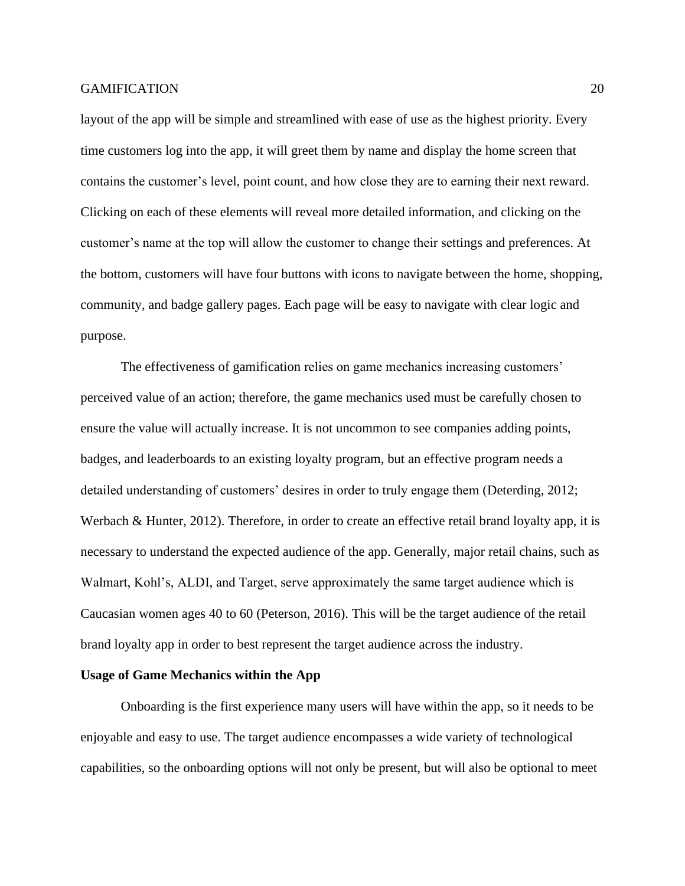layout of the app will be simple and streamlined with ease of use as the highest priority. Every time customers log into the app, it will greet them by name and display the home screen that contains the customer's level, point count, and how close they are to earning their next reward. Clicking on each of these elements will reveal more detailed information, and clicking on the customer's name at the top will allow the customer to change their settings and preferences. At the bottom, customers will have four buttons with icons to navigate between the home, shopping, community, and badge gallery pages. Each page will be easy to navigate with clear logic and purpose.

The effectiveness of gamification relies on game mechanics increasing customers' perceived value of an action; therefore, the game mechanics used must be carefully chosen to ensure the value will actually increase. It is not uncommon to see companies adding points, badges, and leaderboards to an existing loyalty program, but an effective program needs a detailed understanding of customers' desires in order to truly engage them (Deterding, 2012; Werbach & Hunter, 2012). Therefore, in order to create an effective retail brand loyalty app, it is necessary to understand the expected audience of the app. Generally, major retail chains, such as Walmart, Kohl's, ALDI, and Target, serve approximately the same target audience which is Caucasian women ages 40 to 60 (Peterson, 2016). This will be the target audience of the retail brand loyalty app in order to best represent the target audience across the industry.

**Usage of Game Mechanics within the App**

Onboarding is the first experience many users will have within the app, so it needs to be enjoyable and easy to use. The target audience encompasses a wide variety of technological capabilities, so the onboarding options will not only be present, but will also be optional to meet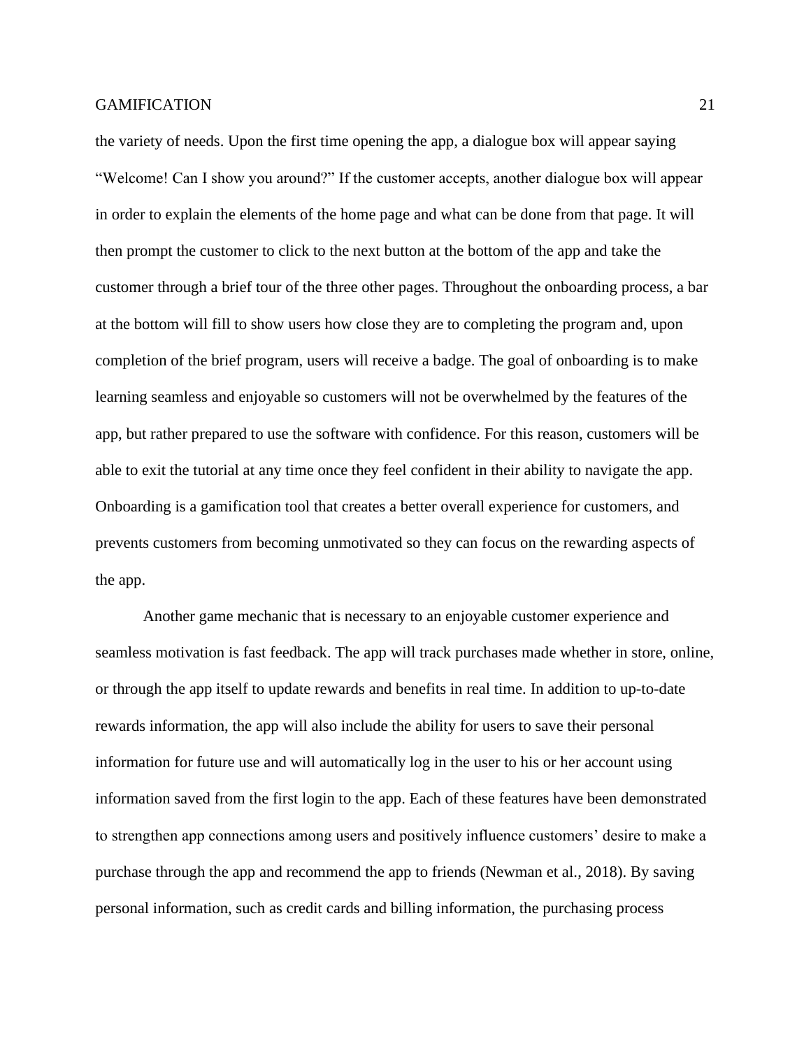the variety of needs. Upon the first time opening the app, a dialogue box will appear saying "Welcome! Can I show you around?" If the customer accepts, another dialogue box will appear in order to explain the elements of the home page and what can be done from that page. It will then prompt the customer to click to the next button at the bottom of the app and take the customer through a brief tour of the three other pages. Throughout the onboarding process, a bar at the bottom will fill to show users how close they are to completing the program and, upon completion of the brief program, users will receive a badge. The goal of onboarding is to make learning seamless and enjoyable so customers will not be overwhelmed by the features of the app, but rather prepared to use the software with confidence. For this reason, customers will be able to exit the tutorial at any time once they feel confident in their ability to navigate the app. Onboarding is a gamification tool that creates a better overall experience for customers, and prevents customers from becoming unmotivated so they can focus on the rewarding aspects of the app.

Another game mechanic that is necessary to an enjoyable customer experience and seamless motivation is fast feedback. The app will track purchases made whether in store, online, or through the app itself to update rewards and benefits in real time. In addition to up-to-date rewards information, the app will also include the ability for users to save their personal information for future use and will automatically log in the user to his or her account using information saved from the first login to the app. Each of these features have been demonstrated to strengthen app connections among users and positively influence customers' desire to make a purchase through the app and recommend the app to friends (Newman et al., 2018). By saving personal information, such as credit cards and billing information, the purchasing process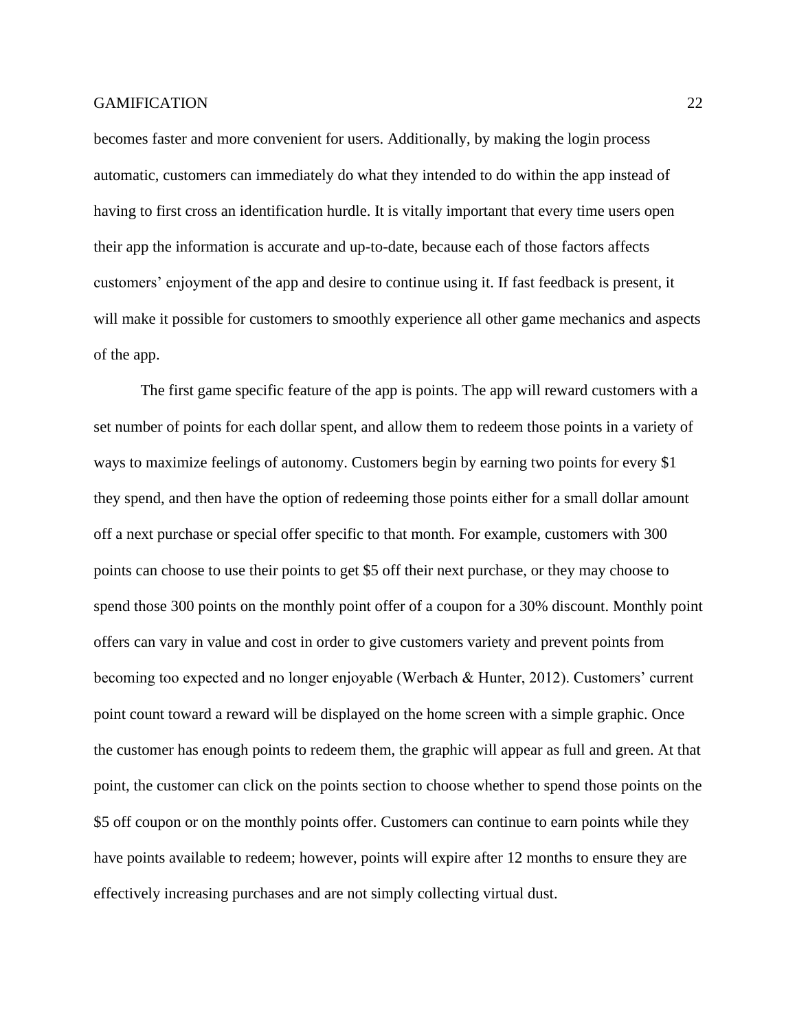becomes faster and more convenient for users. Additionally, by making the login process automatic, customers can immediately do what they intended to do within the app instead of having to first cross an identification hurdle. It is vitally important that every time users open their app the information is accurate and up-to-date, because each of those factors affects customers' enjoyment of the app and desire to continue using it. If fast feedback is present, it will make it possible for customers to smoothly experience all other game mechanics and aspects of the app.

The first game specific feature of the app is points. The app will reward customers with a set number of points for each dollar spent, and allow them to redeem those points in a variety of ways to maximize feelings of autonomy. Customers begin by earning two points for every $1 they spend, and then have the option of redeeming those points either for a small dollar amount off a next purchase or special offer specific to that month. For example, customers with 300 points can choose to use their points to get $5 off their next purchase, or they may choose to spend those 300 points on the monthly point offer of a coupon for a 30% discount. Monthly point offers can vary in value and cost in order to give customers variety and prevent points from becoming too expected and no longer enjoyable (Werbach & Hunter, 2012). Customers' current point count toward a reward will be displayed on the home screen with a simple graphic. Once the customer has enough points to redeem them, the graphic will appear as full and green. At that point, the customer can click on the points section to choose whether to spend those points on the $5 off coupon or on the monthly points offer. Customers can continue to earn points while they have points available to redeem; however, points will expire after 12 months to ensure they are effectively increasing purchases and are not simply collecting virtual dust.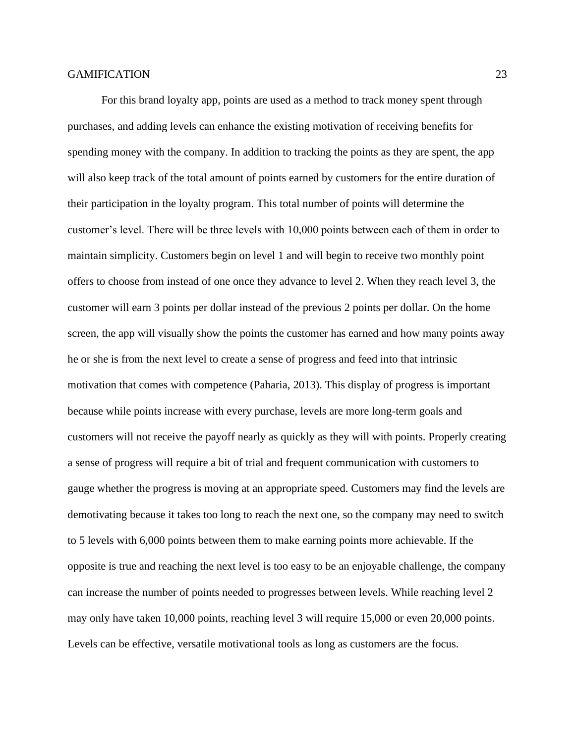For this brand loyalty app, points are used as a method to track money spent through purchases, and adding levels can enhance the existing motivation of receiving benefits for spending money with the company. In addition to tracking the points as they are spent, the app will also keep track of the total amount of points earned by customers for the entire duration of their participation in the loyalty program. This total number of points will determine the customer's level. There will be three levels with 10,000 points between each of them in order to maintain simplicity. Customers begin on level 1 and will begin to receive two monthly point offers to choose from instead of one once they advance to level 2. When they reach level 3, the customer will earn 3 points per dollar instead of the previous 2 points per dollar. On the home screen, the app will visually show the points the customer has earned and how many points away he or she is from the next level to create a sense of progress and feed into that intrinsic motivation that comes with competence (Paharia, 2013). This display of progress is important because while points increase with every purchase, levels are more long-term goals and customers will not receive the payoff nearly as quickly as they will with points. Properly creating a sense of progress will require a bit of trial and frequent communication with customers to gauge whether the progress is moving at an appropriate speed. Customers may find the levels are demotivating because it takes too long to reach the next one, so the company may need to switch to 5 levels with 6,000 points between them to make earning points more achievable. If the opposite is true and reaching the next level is too easy to be an enjoyable challenge, the company can increase the number of points needed to progresses between levels. While reaching level 2 may only have taken 10,000 points, reaching level 3 will require 15,000 or even 20,000 points. Levels can be effective, versatile motivational tools as long as customers are the focus.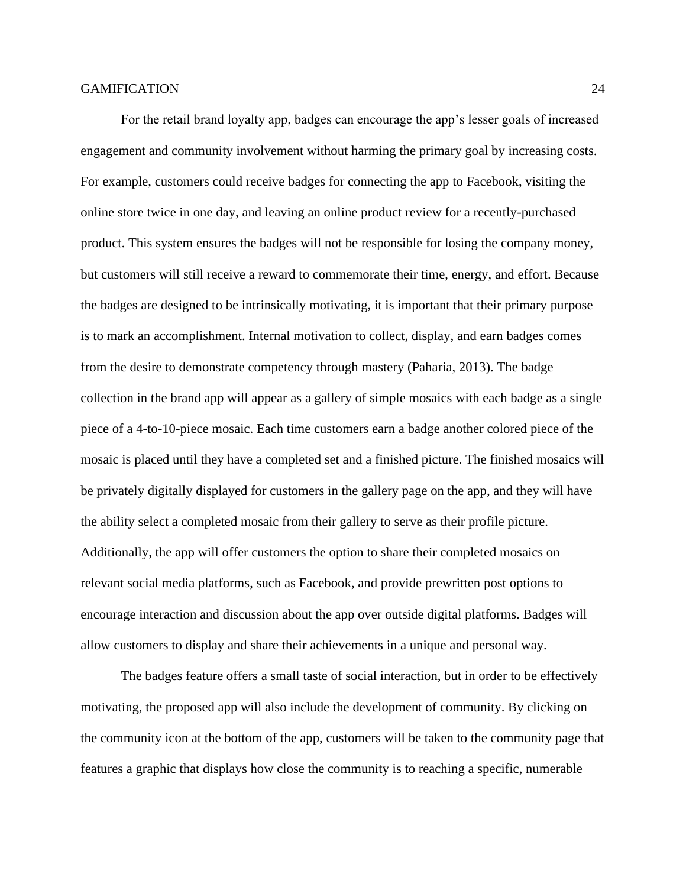For the retail brand loyalty app, badges can encourage the app's lesser goals of increased engagement and community involvement without harming the primary goal by increasing costs. For example, customers could receive badges for connecting the app to Facebook, visiting the online store twice in one day, and leaving an online product review for a recently-purchased product. This system ensures the badges will not be responsible for losing the company money, but customers will still receive a reward to commemorate their time, energy, and effort. Because the badges are designed to be intrinsically motivating, it is important that their primary purpose is to mark an accomplishment. Internal motivation to collect, display, and earn badges comes from the desire to demonstrate competency through mastery (Paharia, 2013). The badge collection in the brand app will appear as a gallery of simple mosaics with each badge as a single piece of a 4-to-10-piece mosaic. Each time customers earn a badge another colored piece of the mosaic is placed until they have a completed set and a finished picture. The finished mosaics will be privately digitally displayed for customers in the gallery page on the app, and they will have the ability select a completed mosaic from their gallery to serve as their profile picture. Additionally, the app will offer customers the option to share their completed mosaics on relevant social media platforms, such as Facebook, and provide prewritten post options to encourage interaction and discussion about the app over outside digital platforms. Badges will allow customers to display and share their achievements in a unique and personal way.

The badges feature offers a small taste of social interaction, but in order to be effectively motivating, the proposed app will also include the development of community. By clicking on the community icon at the bottom of the app, customers will be taken to the community page that features a graphic that displays how close the community is to reaching a specific, numerable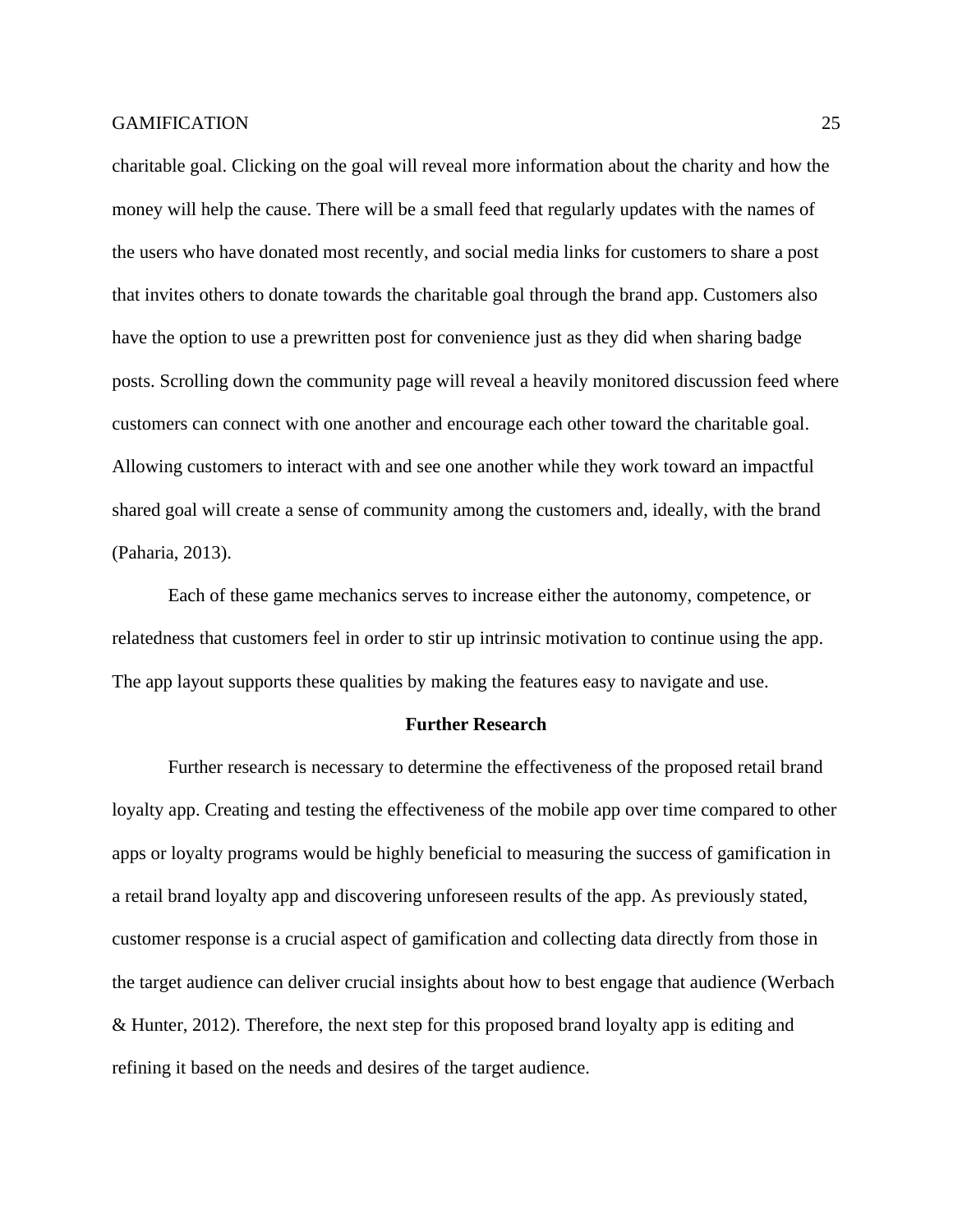charitable goal. Clicking on the goal will reveal more information about the charity and how the money will help the cause. There will be a small feed that regularly updates with the names of the users who have donated most recently, and social media links for customers to share a post that invites others to donate towards the charitable goal through the brand app. Customers also have the option to use a prewritten post for convenience just as they did when sharing badge posts. Scrolling down the community page will reveal a heavily monitored discussion feed where customers can connect with one another and encourage each other toward the charitable goal. Allowing customers to interact with and see one another while they work toward an impactful shared goal will create a sense of community among the customers and, ideally, with the brand (Paharia, 2013).

Each of these game mechanics serves to increase either the autonomy, competence, or relatedness that customers feel in order to stir up intrinsic motivation to continue using the app. The app layout supports these qualities by making the features easy to navigate and use.

## Further Research

Further research is necessary to determine the effectiveness of the proposed retail brand loyalty app. Creating and testing the effectiveness of the mobile app over time compared to other apps or loyalty programs would be highly beneficial to measuring the success of gamification in a retail brand loyalty app and discovering unforeseen results of the app. As previously stated, customer response is a crucial aspect of gamification and collecting data directly from those in the target audience can deliver crucial insights about how to best engage that audience (Werbach & Hunter, 2012). Therefore, the next step for this proposed brand loyalty app is editing and refining it based on the needs and desires of the target audience.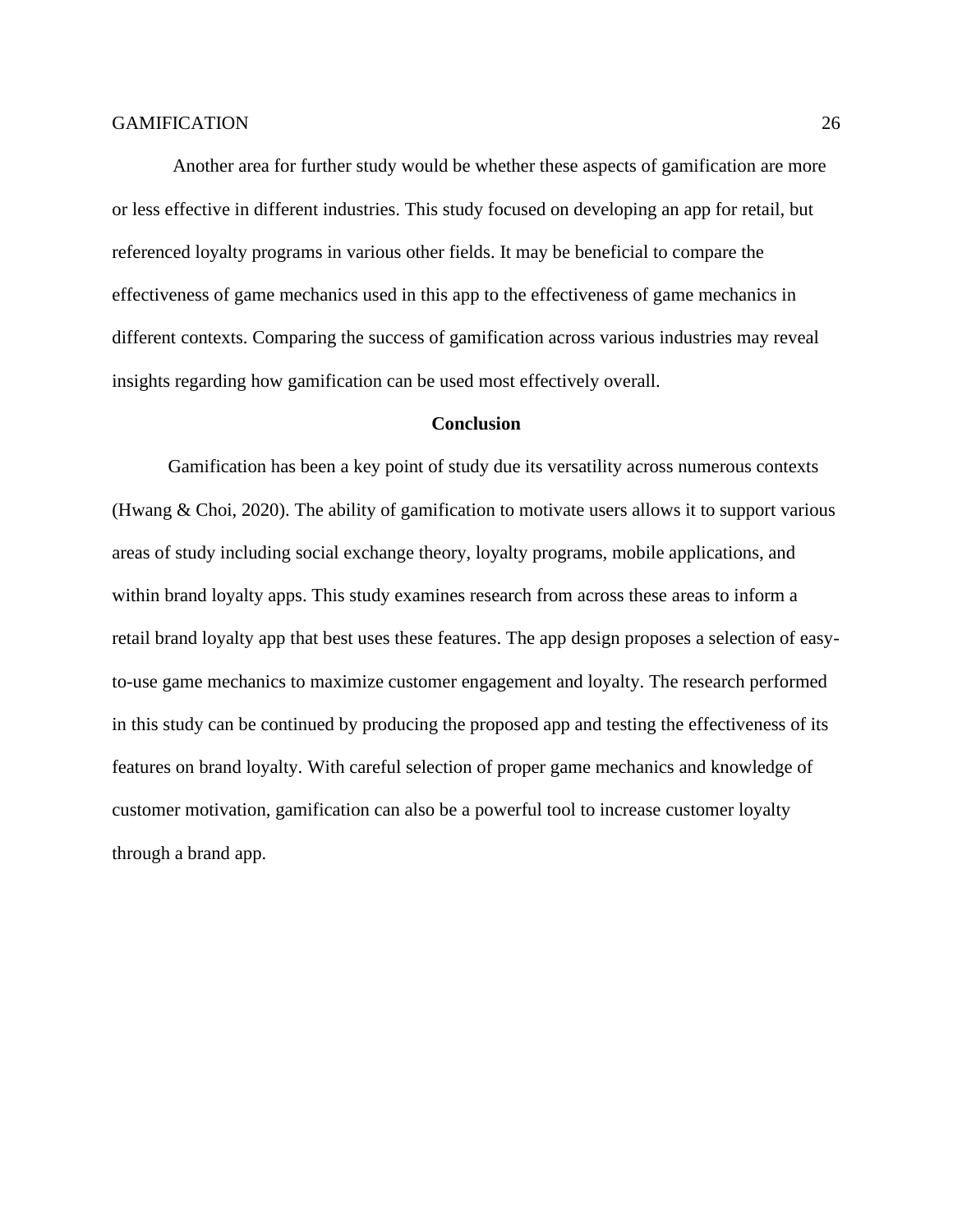Another area for further study would be whether these aspects of gamification are more or less effective in different industries. This study focused on developing an app for retail, but referenced loyalty programs in various other fields. It may be beneficial to compare the effectiveness of game mechanics used in this app to the effectiveness of game mechanics in different contexts. Comparing the success of gamification across various industries may reveal insights regarding how gamification can be used most effectively overall.

## Conclusion

Gamification has been a key point of study due its versatility across numerous contexts (Hwang & Choi, 2020). The ability of gamification to motivate users allows it to support various areas of study including social exchange theory, loyalty programs, mobile applications, and within brand loyalty apps. This study examines research from across these areas to inform a retail brand loyalty app that best uses these features. The app design proposes a selection of easy-to-use game mechanics to maximize customer engagement and loyalty. The research performed in this study can be continued by producing the proposed app and testing the effectiveness of its features on brand loyalty. With careful selection of proper game mechanics and knowledge of customer motivation, gamification can also be a powerful tool to increase customer loyalty through a brand app.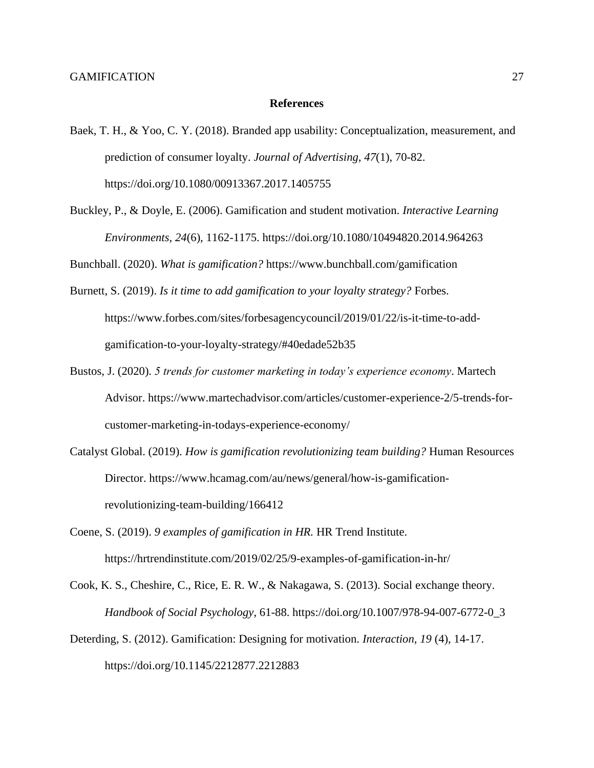## References

Baek, T. H., & Yoo, C. Y. (2018). Branded app usability: Conceptualization, measurement, and prediction of consumer loyalty. *Journal of Advertising, 47*(1), 70-82. https://doi.org/10.1080/00913367.2017.1405755

Buckley, P., & Doyle, E. (2006). Gamification and student motivation. *Interactive Learning Environments, 24*(6), 1162-1175. https://doi.org/10.1080/10494820.2014.964263

Bunchball. (2020). *What is gamification?* https://www.bunchball.com/gamification

Burnett, S. (2019). *Is it time to add gamification to your loyalty strategy?* Forbes. https://www.forbes.com/sites/forbesagencycouncil/2019/01/22/is-it-time-to-add-gamification-to-your-loyalty-strategy/#40edade52b35

Bustos, J. (2020). *5 trends for customer marketing in today's experience economy*. Martech Advisor. https://www.martechadvisor.com/articles/customer-experience-2/5-trends-for-customer-marketing-in-todays-experience-economy/

Catalyst Global. (2019). *How is gamification revolutionizing team building?* Human Resources Director. https://www.hcamag.com/au/news/general/how-is-gamification-revolutionizing-team-building/166412

Coene, S. (2019). *9 examples of gamification in HR.* HR Trend Institute. https://hrtrendinstitute.com/2019/02/25/9-examples-of-gamification-in-hr/

Cook, K. S., Cheshire, C., Rice, E. R. W., & Nakagawa, S. (2013). Social exchange theory. *Handbook of Social Psychology*, 61-88. https://doi.org/10.1007/978-94-007-6772-0_3

Deterding, S. (2012). Gamification: Designing for motivation. *Interaction, 19* (4), 14-17. https://doi.org/10.1145/2212877.2212883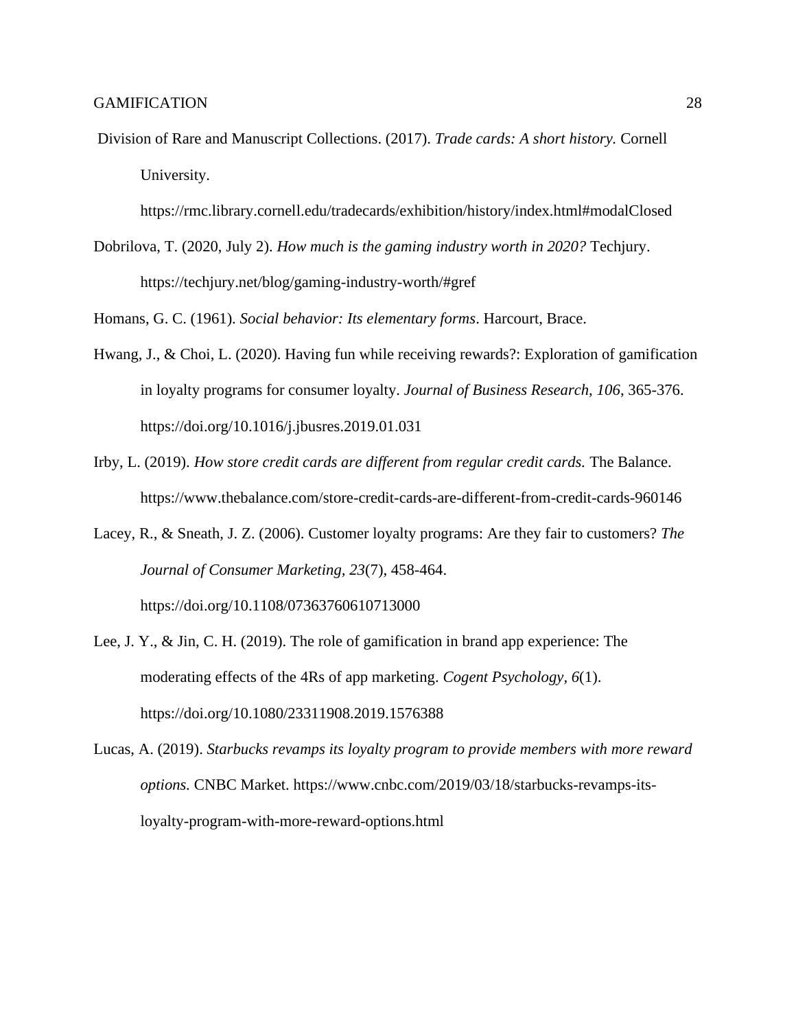Division of Rare and Manuscript Collections. (2017). *Trade cards: A short history.* Cornell University. https://rmc.library.cornell.edu/tradecards/exhibition/history/index.html#modalClosed

Dobrilova, T. (2020, July 2). *How much is the gaming industry worth in 2020?* Techjury. https://techjury.net/blog/gaming-industry-worth/#gref

Homans, G. C. (1961). *Social behavior: Its elementary forms*. Harcourt, Brace.

Hwang, J., & Choi, L. (2020). Having fun while receiving rewards?: Exploration of gamification in loyalty programs for consumer loyalty. *Journal of Business Research, 106*, 365-376. https://doi.org/10.1016/j.jbusres.2019.01.031

Irby, L. (2019). *How store credit cards are different from regular credit cards.* The Balance. https://www.thebalance.com/store-credit-cards-are-different-from-credit-cards-960146

Lacey, R., & Sneath, J. Z. (2006). Customer loyalty programs: Are they fair to customers? *The Journal of Consumer Marketing, 23*(7), 458-464. https://doi.org/10.1108/07363760610713000

Lee, J. Y., & Jin, C. H. (2019). The role of gamification in brand app experience: The moderating effects of the 4Rs of app marketing. *Cogent Psychology, 6*(1). https://doi.org/10.1080/23311908.2019.1576388

Lucas, A. (2019). *Starbucks revamps its loyalty program to provide members with more reward options.* CNBC Market. https://www.cnbc.com/2019/03/18/starbucks-revamps-its-loyalty-program-with-more-reward-options.html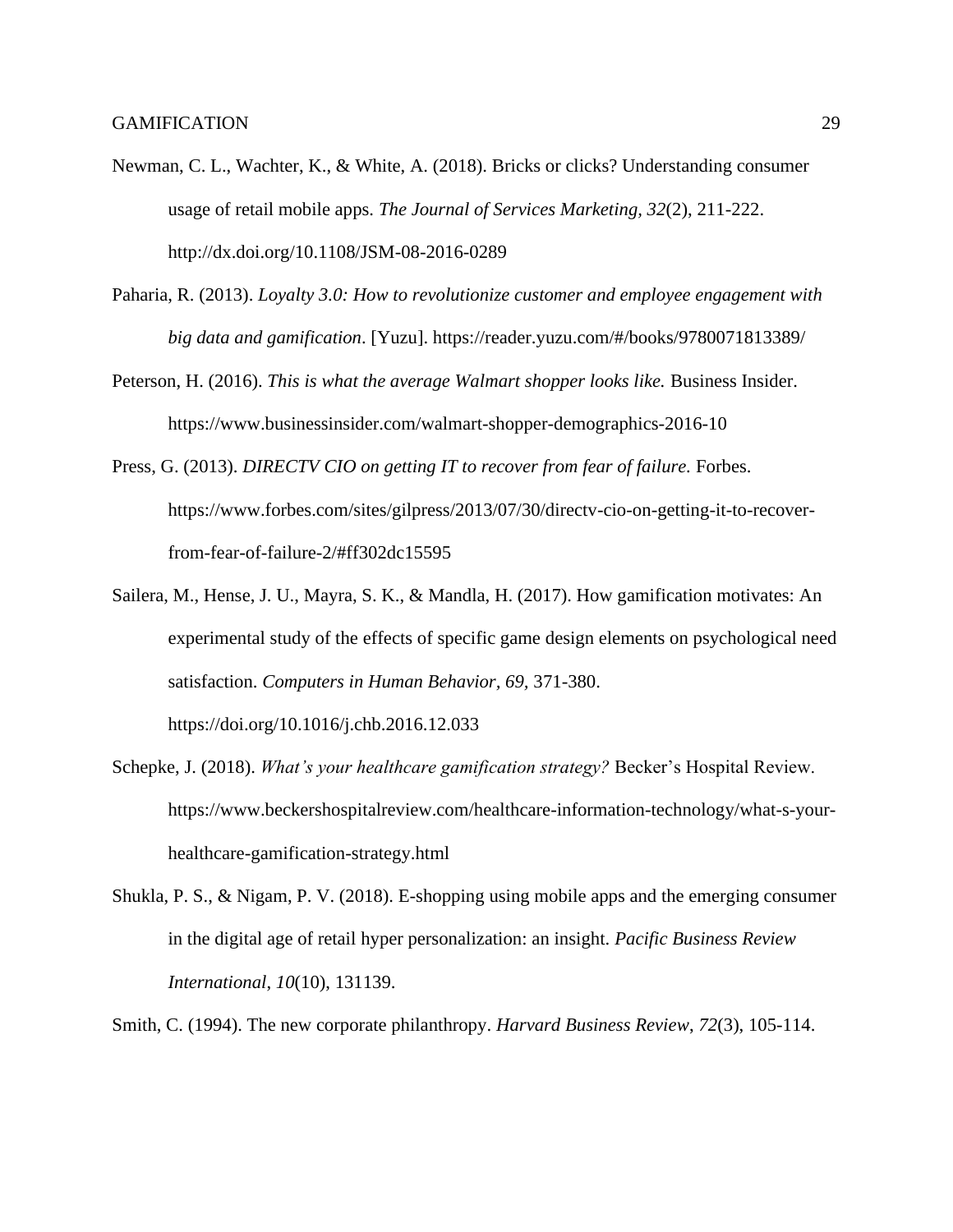Newman, C. L., Wachter, K., & White, A. (2018). Bricks or clicks? Understanding consumer usage of retail mobile apps. *The Journal of Services Marketing, 32*(2), 211-222. http://dx.doi.org/10.1108/JSM-08-2016-0289

Paharia, R. (2013). *Loyalty 3.0: How to revolutionize customer and employee engagement with big data and gamification*. [Yuzu]. https://reader.yuzu.com/#/books/9780071813389/

Peterson, H. (2016). *This is what the average Walmart shopper looks like.* Business Insider. https://www.businessinsider.com/walmart-shopper-demographics-2016-10

Press, G. (2013). *DIRECTV CIO on getting IT to recover from fear of failure.* Forbes. https://www.forbes.com/sites/gilpress/2013/07/30/directv-cio-on-getting-it-to-recover-from-fear-of-failure-2/#ff302dc15595

Sailera, M., Hense, J. U., Mayra, S. K., & Mandla, H. (2017). How gamification motivates: An experimental study of the effects of specific game design elements on psychological need satisfaction. *Computers in Human Behavior, 69,* 371-380. https://doi.org/10.1016/j.chb.2016.12.033

Schepke, J. (2018). *What's your healthcare gamification strategy?* Becker's Hospital Review. https://www.beckershospitalreview.com/healthcare-information-technology/what-s-your-healthcare-gamification-strategy.html

Shukla, P. S., & Nigam, P. V. (2018). E-shopping using mobile apps and the emerging consumer in the digital age of retail hyper personalization: an insight. *Pacific Business Review International*, *10*(10), 131139.

Smith, C. (1994). The new corporate philanthropy. *Harvard Business Review*, *72*(3), 105-114.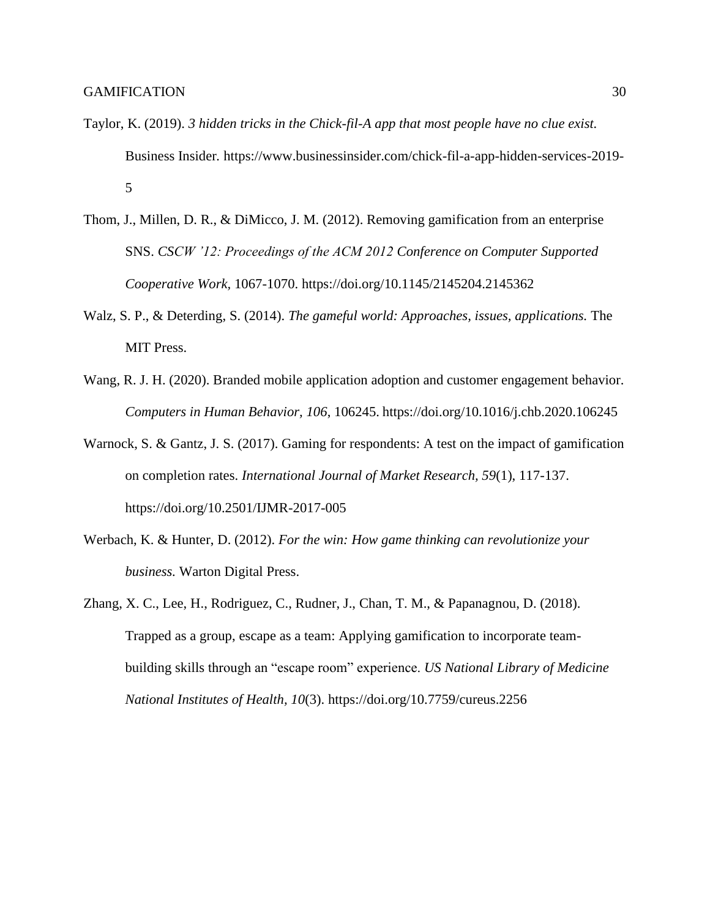Taylor, K. (2019). *3 hidden tricks in the Chick-fil-A app that most people have no clue exist.* Business Insider. https://www.businessinsider.com/chick-fil-a-app-hidden-services-2019-5

Thom, J., Millen, D. R., & DiMicco, J. M. (2012). Removing gamification from an enterprise SNS. *CSCW '12: Proceedings of the ACM 2012 Conference on Computer Supported Cooperative Work,* 1067-1070. https://doi.org/10.1145/2145204.2145362

Walz, S. P., & Deterding, S. (2014). *The gameful world: Approaches, issues, applications.* The MIT Press.

Wang, R. J. H. (2020). Branded mobile application adoption and customer engagement behavior. *Computers in Human Behavior, 106*, 106245. https://doi.org/10.1016/j.chb.2020.106245

Warnock, S. & Gantz, J. S. (2017). Gaming for respondents: A test on the impact of gamification on completion rates. *International Journal of Market Research, 59*(1), 117-137. https://doi.org/10.2501/IJMR-2017-005

Werbach, K. & Hunter, D. (2012). *For the win: How game thinking can revolutionize your business.* Warton Digital Press.

Zhang, X. C., Lee, H., Rodriguez, C., Rudner, J., Chan, T. M., & Papanagnou, D. (2018). Trapped as a group, escape as a team: Applying gamification to incorporate team-building skills through an "escape room" experience. *US National Library of Medicine National Institutes of Health, 10*(3). https://doi.org/10.7759/cureus.2256